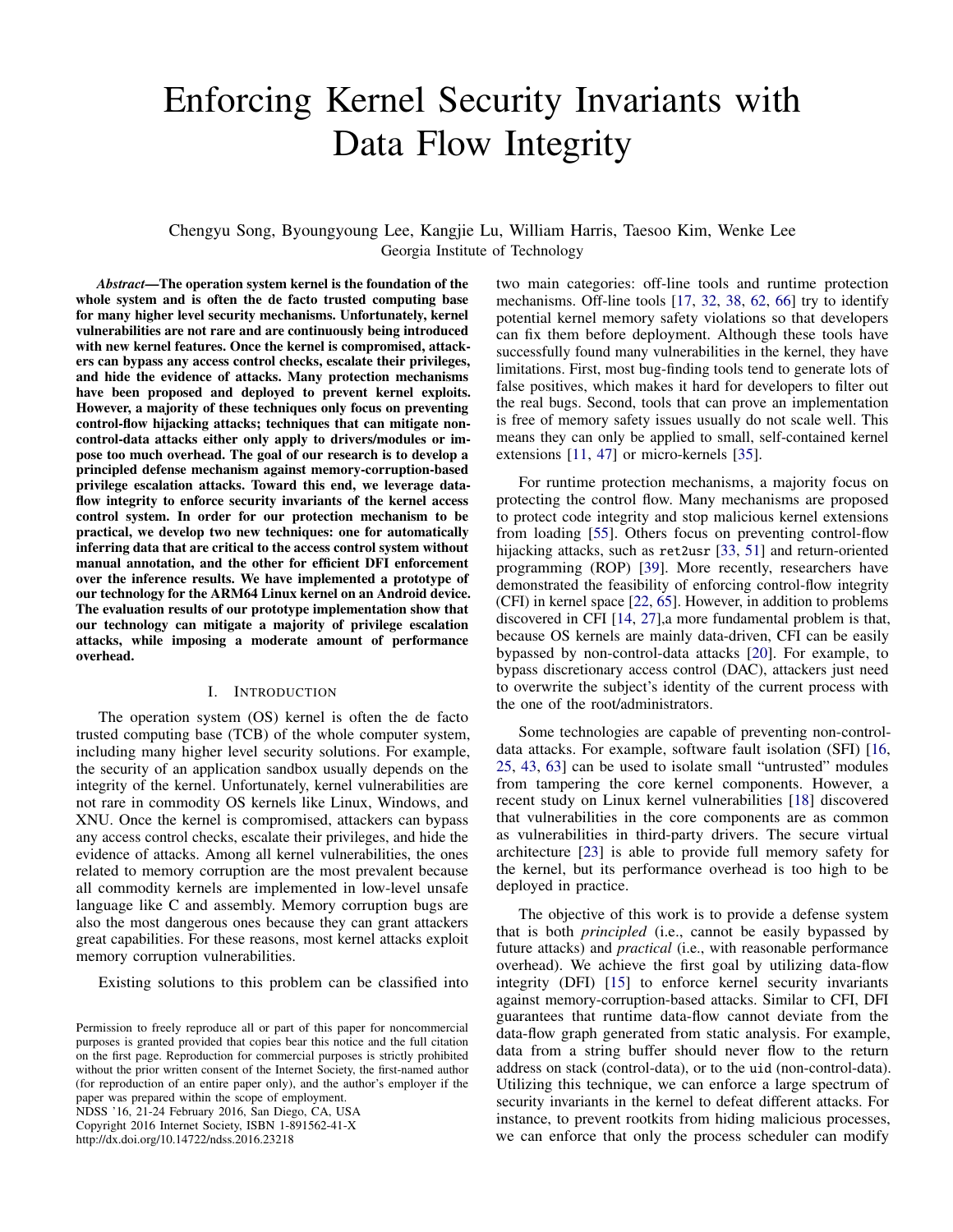# Enforcing Kernel Security Invariants with Data Flow Integrity

Chengyu Song, Byoungyoung Lee, Kangjie Lu, William Harris, Taesoo Kim, Wenke Lee
Georgia Institute of Technology

***Abstract*—The operation system kernel is the foundation of the whole system and is often the de facto trusted computing base for many higher level security mechanisms. Unfortunately, kernel vulnerabilities are not rare and are continuously being introduced with new kernel features. Once the kernel is compromised, attackers can bypass any access control checks, escalate their privileges, and hide the evidence of attacks. Many protection mechanisms have been proposed and deployed to prevent kernel exploits. However, a majority of these techniques only focus on preventing control-flow hijacking attacks; techniques that can mitigate non-control-data attacks either only apply to drivers/modules or impose too much overhead. The goal of our research is to develop a principled defense mechanism against memory-corruption-based privilege escalation attacks. Toward this end, we leverage data-flow integrity to enforce security invariants of the kernel access control system. In order for our protection mechanism to be practical, we develop two new techniques: one for automatically inferring data that are critical to the access control system without manual annotation, and the other for efficient DFI enforcement over the inference results. We have implemented a prototype of our technology for the ARM64 Linux kernel on an Android device. The evaluation results of our prototype implementation show that our technology can mitigate a majority of privilege escalation attacks, while imposing a moderate amount of performance overhead.**

## I. Introduction

The operation system (OS) kernel is often the de facto trusted computing base (TCB) of the whole computer system, including many higher level security solutions. For example, the security of an application sandbox usually depends on the integrity of the kernel. Unfortunately, kernel vulnerabilities are not rare in commodity OS kernels like Linux, Windows, and XNU. Once the kernel is compromised, attackers can bypass any access control checks, escalate their privileges, and hide the evidence of attacks. Among all kernel vulnerabilities, the ones related to memory corruption are the most prevalent because all commodity kernels are implemented in low-level unsafe language like C and assembly. Memory corruption bugs are also the most dangerous ones because they can grant attackers great capabilities. For these reasons, most kernel attacks exploit memory corruption vulnerabilities.

Existing solutions to this problem can be classified into two main categories: off-line tools and runtime protection mechanisms. Off-line tools [17, 32, 38, 62, 66] try to identify potential kernel memory safety violations so that developers can fix them before deployment. Although these tools have successfully found many vulnerabilities in the kernel, they have limitations. First, most bug-finding tools tend to generate lots of false positives, which makes it hard for developers to filter out the real bugs. Second, tools that can prove an implementation is free of memory safety issues usually do not scale well. This means they can only be applied to small, self-contained kernel extensions [11, 47] or micro-kernels [35].

For runtime protection mechanisms, a majority focus on protecting the control flow. Many mechanisms are proposed to protect code integrity and stop malicious kernel extensions from loading [55]. Others focus on preventing control-flow hijacking attacks, such as `ret2usr` [33, 51] and return-oriented programming (ROP) [39]. More recently, researchers have demonstrated the feasibility of enforcing control-flow integrity (CFI) in kernel space [22, 65]. However, in addition to problems discovered in CFI [14, 27],a more fundamental problem is that, because OS kernels are mainly data-driven, CFI can be easily bypassed by non-control-data attacks [20]. For example, to bypass discretionary access control (DAC), attackers just need to overwrite the subject's identity of the current process with the one of the root/administrators.

Some technologies are capable of preventing non-control-data attacks. For example, software fault isolation (SFI) [16, 25, 43, 63] can be used to isolate small "untrusted" modules from tampering the core kernel components. However, a recent study on Linux kernel vulnerabilities [18] discovered that vulnerabilities in the core components are as common as vulnerabilities in third-party drivers. The secure virtual architecture [23] is able to provide full memory safety for the kernel, but its performance overhead is too high to be deployed in practice.

The objective of this work is to provide a defense system that is both *principled* (i.e., cannot be easily bypassed by future attacks) and *practical* (i.e., with reasonable performance overhead). We achieve the first goal by utilizing data-flow integrity (DFI) [15] to enforce kernel security invariants against memory-corruption-based attacks. Similar to CFI, DFI guarantees that runtime data-flow cannot deviate from the data-flow graph generated from static analysis. For example, data from a string buffer should never flow to the return address on stack (control-data), or to the `uid` (non-control-data). Utilizing this technique, we can enforce a large spectrum of security invariants in the kernel to defeat different attacks. For instance, to prevent rootkits from hiding malicious processes, we can enforce that only the process scheduler can modify

Permission to freely reproduce all or part of this paper for noncommercial purposes is granted provided that copies bear this notice and the full citation on the first page. Reproduction for commercial purposes is strictly prohibited without the prior written consent of the Internet Society, the first-named author (for reproduction of an entire paper only), and the author's employer if the paper was prepared within the scope of employment.
NDSS '16, 21-24 February 2016, San Diego, CA, USA
Copyright 2016 Internet Society, ISBN 1-891562-41-X
http://dx.doi.org/10.14722/ndss.2016.23218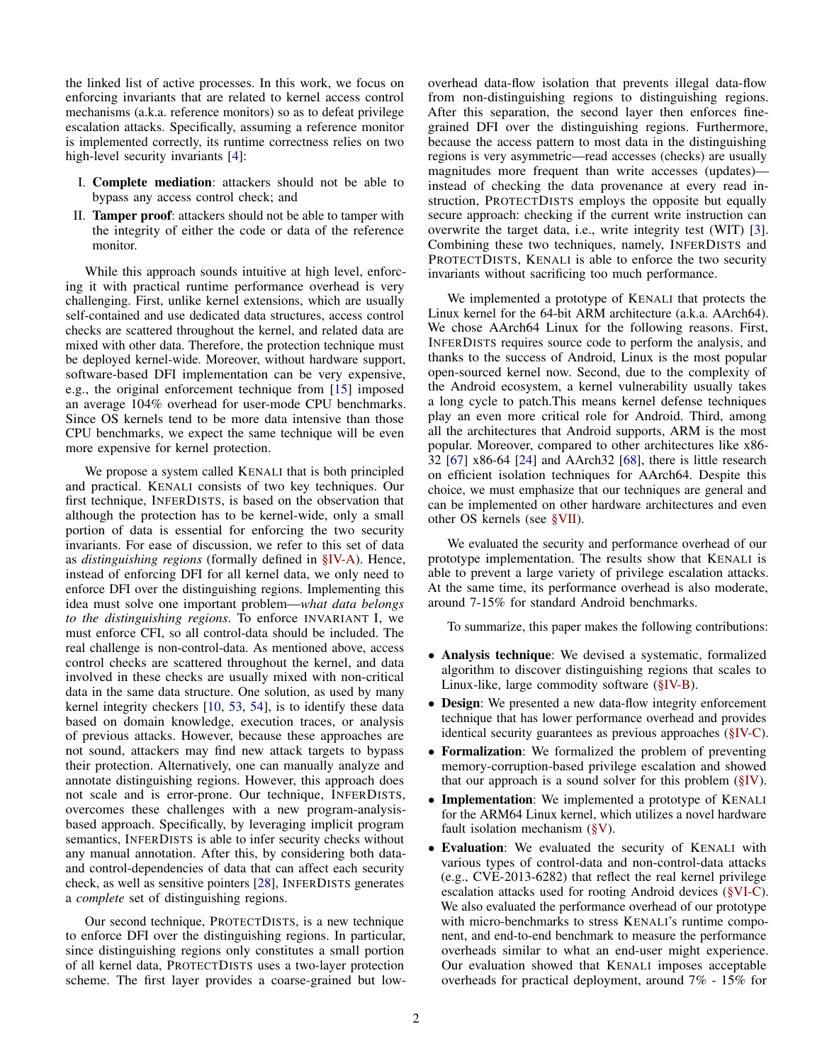the linked list of active processes. In this work, we focus on enforcing invariants that are related to kernel access control mechanisms (a.k.a. reference monitors) so as to defeat privilege escalation attacks. Specifically, assuming a reference monitor is implemented correctly, its runtime correctness relies on two high-level security invariants [4]:

I. **Complete mediation**: attackers should not be able to bypass any access control check; and
II. **Tamper proof**: attackers should not be able to tamper with the integrity of either the code or data of the reference monitor.

While this approach sounds intuitive at high level, enforcing it with practical runtime performance overhead is very challenging. First, unlike kernel extensions, which are usually self-contained and use dedicated data structures, access control checks are scattered throughout the kernel, and related data are mixed with other data. Therefore, the protection technique must be deployed kernel-wide. Moreover, without hardware support, software-based DFI implementation can be very expensive, e.g., the original enforcement technique from [15] imposed an average 104% overhead for user-mode CPU benchmarks. Since OS kernels tend to be more data intensive than those CPU benchmarks, we expect the same technique will be even more expensive for kernel protection.

We propose a system called KENALI that is both principled and practical. KENALI consists of two key techniques. Our first technique, INFERDISTS, is based on the observation that although the protection has to be kernel-wide, only a small portion of data is essential for enforcing the two security invariants. For ease of discussion, we refer to this set of data as *distinguishing regions* (formally defined in §IV-A). Hence, instead of enforcing DFI for all kernel data, we only need to enforce DFI over the distinguishing regions. Implementing this idea must solve one important problem—*what data belongs to the distinguishing regions*. To enforce INVARIANT I, we must enforce CFI, so all control-data should be included. The real challenge is non-control-data. As mentioned above, access control checks are scattered throughout the kernel, and data involved in these checks are usually mixed with non-critical data in the same data structure. One solution, as used by many kernel integrity checkers [10, 53, 54], is to identify these data based on domain knowledge, execution traces, or analysis of previous attacks. However, because these approaches are not sound, attackers may find new attack targets to bypass their protection. Alternatively, one can manually analyze and annotate distinguishing regions. However, this approach does not scale and is error-prone. Our technique, INFERDISTS, overcomes these challenges with a new program-analysis-based approach. Specifically, by leveraging implicit program semantics, INFERDISTS is able to infer security checks without any manual annotation. After this, by considering both data- and control-dependencies of data that can affect each security check, as well as sensitive pointers [28], INFERDISTS generates a *complete* set of distinguishing regions.

Our second technique, PROTECTDISTS, is a new technique to enforce DFI over the distinguishing regions. In particular, since distinguishing regions only constitutes a small portion of all kernel data, PROTECTDISTS uses a two-layer protection scheme. The first layer provides a coarse-grained but low-overhead data-flow isolation that prevents illegal data-flow from non-distinguishing regions to distinguishing regions. After this separation, the second layer then enforces fine-grained DFI over the distinguishing regions. Furthermore, because the access pattern to most data in the distinguishing regions is very asymmetric—read accesses (checks) are usually magnitudes more frequent than write accesses (updates)—instead of checking the data provenance at every read instruction, PROTECTDISTS employs the opposite but equally secure approach: checking if the current write instruction can overwrite the target data, i.e., write integrity test (WIT) [3]. Combining these two techniques, namely, INFERDISTS and PROTECTDISTS, KENALI is able to enforce the two security invariants without sacrificing too much performance.

We implemented a prototype of KENALI that protects the Linux kernel for the 64-bit ARM architecture (a.k.a. AArch64). We chose AArch64 Linux for the following reasons. First, INFERDISTS requires source code to perform the analysis, and thanks to the success of Android, Linux is the most popular open-sourced kernel now. Second, due to the complexity of the Android ecosystem, a kernel vulnerability usually takes a long cycle to patch.This means kernel defense techniques play an even more critical role for Android. Third, among all the architectures that Android supports, ARM is the most popular. Moreover, compared to other architectures like x86-32 [67] x86-64 [24] and AArch32 [68], there is little research on efficient isolation techniques for AArch64. Despite this choice, we must emphasize that our techniques are general and can be implemented on other hardware architectures and even other OS kernels (see §VII).

We evaluated the security and performance overhead of our prototype implementation. The results show that KENALI is able to prevent a large variety of privilege escalation attacks. At the same time, its performance overhead is also moderate, around 7-15% for standard Android benchmarks.

To summarize, this paper makes the following contributions:

- **Analysis technique**: We devised a systematic, formalized algorithm to discover distinguishing regions that scales to Linux-like, large commodity software (§IV-B).
- **Design**: We presented a new data-flow integrity enforcement technique that has lower performance overhead and provides identical security guarantees as previous approaches (§IV-C).
- **Formalization**: We formalized the problem of preventing memory-corruption-based privilege escalation and showed that our approach is a sound solver for this problem (§IV).
- **Implementation**: We implemented a prototype of KENALI for the ARM64 Linux kernel, which utilizes a novel hardware fault isolation mechanism (§V).
- **Evaluation**: We evaluated the security of KENALI with various types of control-data and non-control-data attacks (e.g., CVE-2013-6282) that reflect the real kernel privilege escalation attacks used for rooting Android devices (§VI-C). We also evaluated the performance overhead of our prototype with micro-benchmarks to stress KENALI's runtime component, and end-to-end benchmark to measure the performance overheads similar to what an end-user might experience. Our evaluation showed that KENALI imposes acceptable overheads for practical deployment, around 7% - 15% for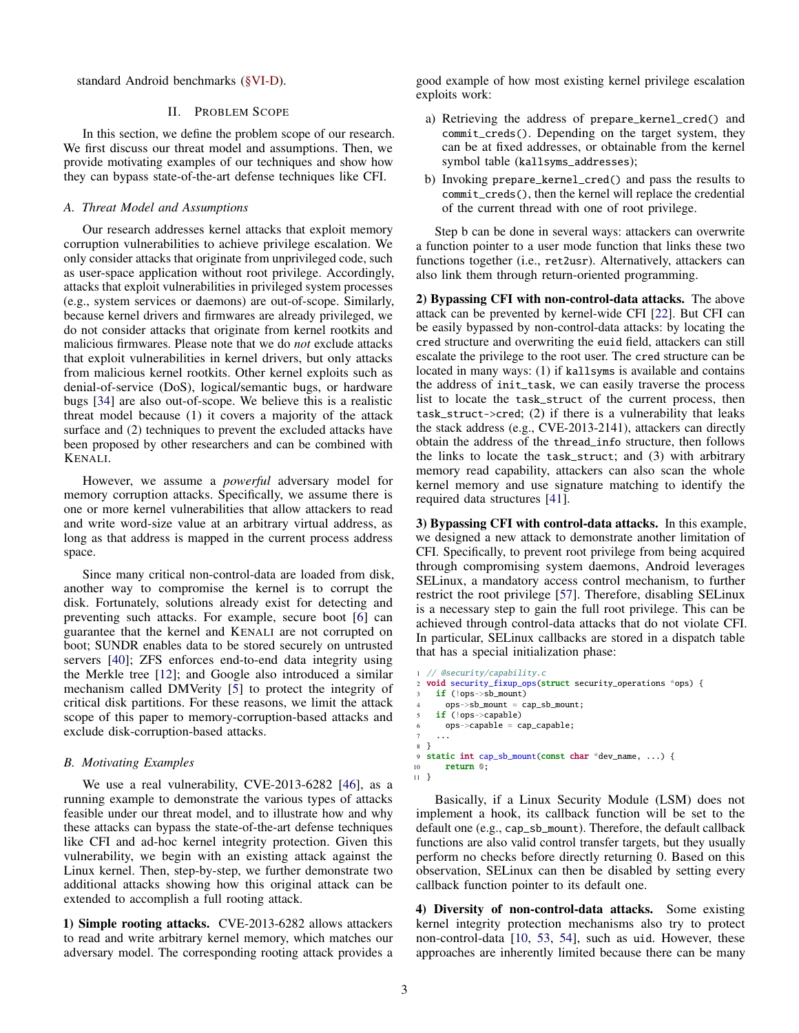standard Android benchmarks (§VI-D).

## II. Problem Scope

In this section, we define the problem scope of our research. We first discuss our threat model and assumptions. Then, we provide motivating examples of our techniques and show how they can bypass state-of-the-art defense techniques like CFI.

### A. Threat Model and Assumptions

Our research addresses kernel attacks that exploit memory corruption vulnerabilities to achieve privilege escalation. We only consider attacks that originate from unprivileged code, such as user-space application without root privilege. Accordingly, attacks that exploit vulnerabilities in privileged system processes (e.g., system services or daemons) are out-of-scope. Similarly, because kernel drivers and firmwares are already privileged, we do not consider attacks that originate from kernel rootkits and malicious firmwares. Please note that we do *not* exclude attacks that exploit vulnerabilities in kernel drivers, but only attacks from malicious kernel rootkits. Other kernel exploits such as denial-of-service (DoS), logical/semantic bugs, or hardware bugs [34] are also out-of-scope. We believe this is a realistic threat model because (1) it covers a majority of the attack surface and (2) techniques to prevent the excluded attacks have been proposed by other researchers and can be combined with KENALI.

However, we assume a *powerful* adversary model for memory corruption attacks. Specifically, we assume there is one or more kernel vulnerabilities that allow attackers to read and write word-size value at an arbitrary virtual address, as long as that address is mapped in the current process address space.

Since many critical non-control-data are loaded from disk, another way to compromise the kernel is to corrupt the disk. Fortunately, solutions already exist for detecting and preventing such attacks. For example, secure boot [6] can guarantee that the kernel and KENALI are not corrupted on boot; SUNDR enables data to be stored securely on untrusted servers [40]; ZFS enforces end-to-end data integrity using the Merkle tree [12]; and Google also introduced a similar mechanism called DMVerity [5] to protect the integrity of critical disk partitions. For these reasons, we limit the attack scope of this paper to memory-corruption-based attacks and exclude disk-corruption-based attacks.

### B. Motivating Examples

We use a real vulnerability, CVE-2013-6282 [46], as a running example to demonstrate the various types of attacks feasible under our threat model, and to illustrate how and why these attacks can bypass the state-of-the-art defense techniques like CFI and ad-hoc kernel integrity protection. Given this vulnerability, we begin with an existing attack against the Linux kernel. Then, step-by-step, we further demonstrate two additional attacks showing how this original attack can be extended to accomplish a full rooting attack.

**1) Simple rooting attacks.** CVE-2013-6282 allows attackers to read and write arbitrary kernel memory, which matches our adversary model. The corresponding rooting attack provides a good example of how most existing kernel privilege escalation exploits work:

a) Retrieving the address of `prepare_kernel_cred()` and `commit_creds()`. Depending on the target system, they can be at fixed addresses, or obtainable from the kernel symbol table (`kallsyms_addresses`);

b) Invoking `prepare_kernel_cred()` and pass the results to `commit_creds()`, then the kernel will replace the credential of the current thread with one of root privilege.

Step b can be done in several ways: attackers can overwrite a function pointer to a user mode function that links these two functions together (i.e., `ret2usr`). Alternatively, attackers can also link them through return-oriented programming.

**2) Bypassing CFI with non-control-data attacks.** The above attack can be prevented by kernel-wide CFI [22]. But CFI can be easily bypassed by non-control-data attacks: by locating the `cred` structure and overwriting the `euid` field, attackers can still escalate the privilege to the root user. The `cred` structure can be located in many ways: (1) if `kallsyms` is available and contains the address of `init_task`, we can easily traverse the process list to locate the `task_struct` of the current process, then `task_struct->cred`; (2) if there is a vulnerability that leaks the stack address (e.g., CVE-2013-2141), attackers can directly obtain the address of the `thread_info` structure, then follows the links to locate the `task_struct`; and (3) with arbitrary memory read capability, attackers can also scan the whole kernel memory and use signature matching to identify the required data structures [41].

**3) Bypassing CFI with control-data attacks.** In this example, we designed a new attack to demonstrate another limitation of CFI. Specifically, to prevent root privilege from being acquired through compromising system daemons, Android leverages SELinux, a mandatory access control mechanism, to further restrict the root privilege [57]. Therefore, disabling SELinux is a necessary step to gain the full root privilege. This can be achieved through control-data attacks that do not violate CFI. In particular, SELinux callbacks are stored in a dispatch table that has a special initialization phase:

```
1  // @security/capability.c
2  void security_fixup_ops(struct security_operations *ops) {
3    if (!ops->sb_mount)
4      ops->sb_mount = cap_sb_mount;
5    if (!ops->capable)
6      ops->capable = cap_capable;
7    ...
8  }
9  static int cap_sb_mount(const char *dev_name, ...) {
10     return 0;
11 }
```

Basically, if a Linux Security Module (LSM) does not implement a hook, its callback function will be set to the default one (e.g., `cap_sb_mount`). Therefore, the default callback functions are also valid control transfer targets, but they usually perform no checks before directly returning 0. Based on this observation, SELinux can then be disabled by setting every callback function pointer to its default one.

**4) Diversity of non-control-data attacks.** Some existing kernel integrity protection mechanisms also try to protect non-control-data [10, 53, 54], such as `uid`. However, these approaches are inherently limited because there can be many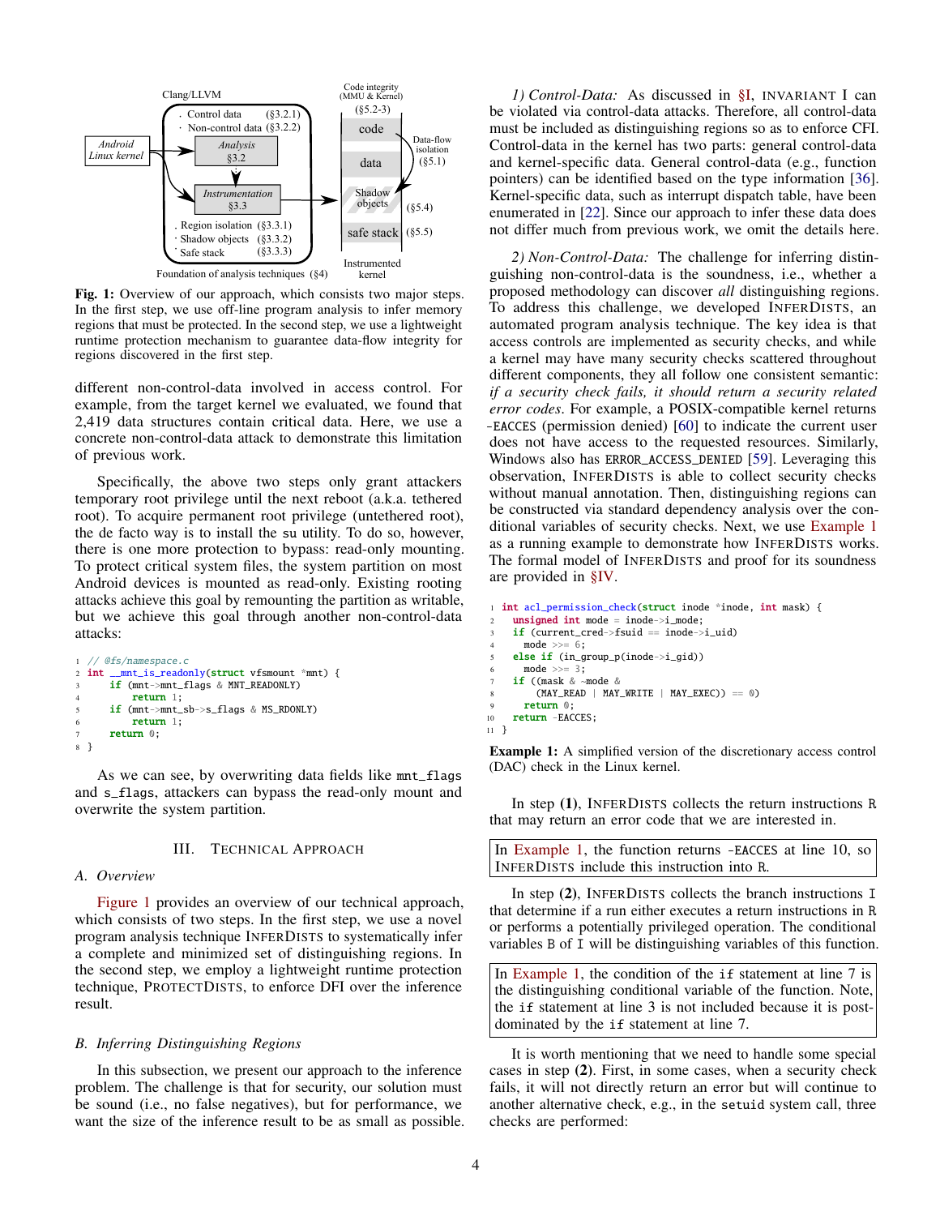Fig. 1: Overview of our approach, which consists two major steps. In the first step, we use off-line program analysis to infer memory regions that must be protected. In the second step, we use a lightweight runtime protection mechanism to guarantee data-flow integrity for regions discovered in the first step.

different non-control-data involved in access control. For example, from the target kernel we evaluated, we found that 2,419 data structures contain critical data. Here, we use a concrete non-control-data attack to demonstrate this limitation of previous work.

Specifically, the above two steps only grant attackers temporary root privilege until the next reboot (a.k.a. tethered root). To acquire permanent root privilege (untethered root), the de facto way is to install the su utility. To do so, however, there is one more protection to bypass: read-only mounting. To protect critical system files, the system partition on most Android devices is mounted as read-only. Existing rooting attacks achieve this goal by remounting the partition as writable, but we achieve this goal through another non-control-data attacks:

```
1 // @fs/namespace.c
2 int __mnt_is_readonly(struct vfsmount *mnt) {
3     if (mnt->mnt_flags & MNT_READONLY)
4         return 1;
5     if (mnt->mnt_sb->s_flags & MS_RDONLY)
6         return 1;
7     return 0;
8 }
```

As we can see, by overwriting data fields like `mnt_flags` and `s_flags`, attackers can bypass the read-only mount and overwrite the system partition.

## III. Technical Approach

### A. Overview

Figure 1 provides an overview of our technical approach, which consists of two steps. In the first step, we use a novel program analysis technique InferDists to systematically infer a complete and minimized set of distinguishing regions. In the second step, we employ a lightweight runtime protection technique, ProtectDists, to enforce DFI over the inference result.

### B. Inferring Distinguishing Regions

In this subsection, we present our approach to the inference problem. The challenge is that for security, our solution must be sound (i.e., no false negatives), but for performance, we want the size of the inference result to be as small as possible.

*1) Control-Data:* As discussed in §I, Invariant I can be violated via control-data attacks. Therefore, all control-data must be included as distinguishing regions so as to enforce CFI. Control-data in the kernel has two parts: general control-data and kernel-specific data. General control-data (e.g., function pointers) can be identified based on the type information [36]. Kernel-specific data, such as interrupt dispatch table, have been enumerated in [22]. Since our approach to infer these data does not differ much from previous work, we omit the details here.

*2) Non-Control-Data:* The challenge for inferring distinguishing non-control-data is the soundness, i.e., whether a proposed methodology can discover *all* distinguishing regions. To address this challenge, we developed InferDists, an automated program analysis technique. The key idea is that access controls are implemented as security checks, and while a kernel may have many security checks scattered throughout different components, they all follow one consistent semantic: *if a security check fails, it should return a security related error codes.* For example, a POSIX-compatible kernel returns `-EACCES` (permission denied) [60] to indicate the current user does not have access to the requested resources. Similarly, Windows also has `ERROR_ACCESS_DENIED` [59]. Leveraging this observation, InferDists is able to collect security checks without manual annotation. Then, distinguishing regions can be constructed via standard dependency analysis over the conditional variables of security checks. Next, we use Example 1 as a running example to demonstrate how InferDists works. The formal model of InferDists and proof for its soundness are provided in §IV.

```
1  int acl_permission_check(struct inode *inode, int mask) {
2    unsigned int mode = inode->i_mode;
3    if (current_cred->fsuid == inode->i_uid)
4      mode >>= 6;
5    else if (in_group_p(inode->i_gid))
6      mode >>= 3;
7    if ((mask & ~mode &
8         (MAY_READ | MAY_WRITE | MAY_EXEC)) == 0)
9      return 0;
10   return -EACCES;
11 }
```

**Example 1:** A simplified version of the discretionary access control (DAC) check in the Linux kernel.

In step **(1)**, InferDists collects the return instructions `R` that may return an error code that we are interested in.

> In Example 1, the function returns `-EACCES` at line 10, so InferDists include this instruction into `R`.

In step **(2)**, InferDists collects the branch instructions `I` that determine if a run either executes a return instruction in `R` or performs a potentially privileged operation. The conditional variables `B` of `I` will be distinguishing variables of this function.

> In Example 1, the condition of the `if` statement at line 7 is the distinguishing conditional variable of the function. Note, the `if` statement at line 3 is not included because it is post-dominated by the `if` statement at line 7.

It is worth mentioning that we need to handle some special cases in step **(2)**. First, in some cases, when a security check fails, it will not directly return an error but will continue to another alternative check, e.g., in the `setuid` system call, three checks are performed: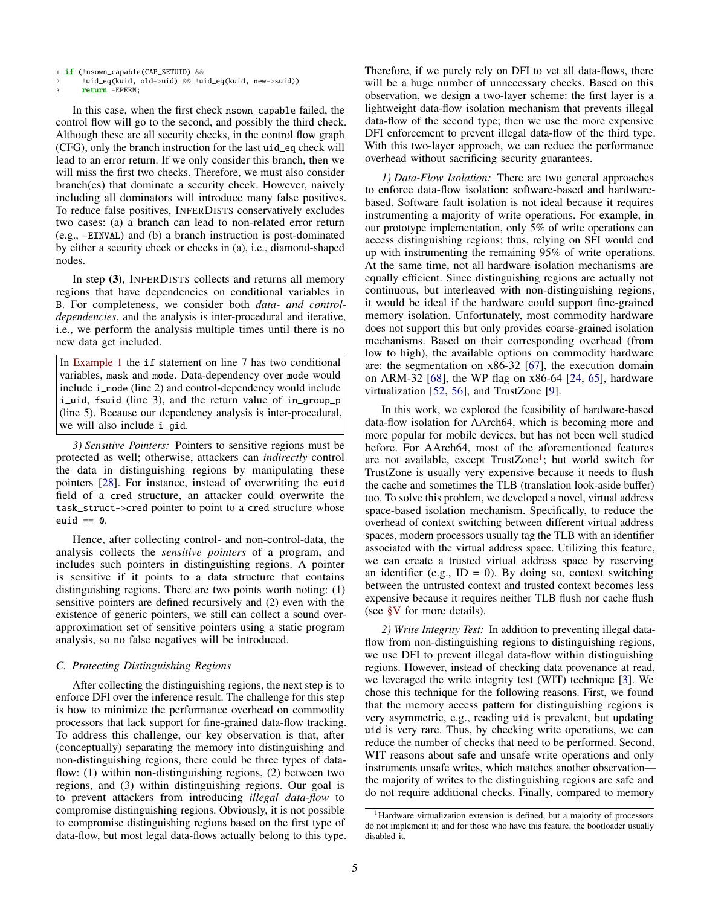```
1 if (!nsown_capable(CAP_SETUID) &&
2     !uid_eq(kuid, old->uid) && !uid_eq(kuid, new->suid))
3     return -EPERM;
```

In this case, when the first check `nsown_capable` failed, the control flow will go to the second, and possibly the third check. Although these are all security checks, in the control flow graph (CFG), only the branch instruction for the last `uid_eq` check will lead to an error return. If we only consider this branch, then we will miss the first two checks. Therefore, we must also consider branch(es) that dominate a security check. However, naively including all dominators will introduce many false positives. To reduce false positives, INFERDISTS conservatively excludes two cases: (a) a branch can lead to non-related error return (e.g., `-EINVAL`) and (b) a branch instruction is post-dominated by either a security check or checks in (a), i.e., diamond-shaped nodes.

In step **(3)**, INFERDISTS collects and returns all memory regions that have dependencies on conditional variables in B. For completeness, we consider both *data- and control-dependencies*, and the analysis is inter-procedural and iterative, i.e., we perform the analysis multiple times until there is no new data get included.

> In Example 1 the `if` statement on line 7 has two conditional variables, `mask` and `mode`. Data-dependency over `mode` would include `i_mode` (line 2) and control-dependency would include `i_uid`, `fsuid` (line 3), and the return value of `in_group_p` (line 5). Because our dependency analysis is inter-procedural, we will also include `i_gid`.

*3) Sensitive Pointers:* Pointers to sensitive regions must be protected as well; otherwise, attackers can *indirectly* control the data in distinguishing regions by manipulating these pointers [28]. For instance, instead of overwriting the `euid` field of a `cred` structure, an attacker could overwrite the `task_struct->cred` pointer to point to a `cred` structure whose `euid == 0`.

Hence, after collecting control- and non-control-data, the analysis collects the *sensitive pointers* of a program, and includes such pointers in distinguishing regions. A pointer is sensitive if it points to a data structure that contains distinguishing regions. There are two points worth noting: (1) sensitive pointers are defined recursively and (2) even with the existence of generic pointers, we still can collect a sound over-approximation set of sensitive pointers using a static program analysis, so no false negatives will be introduced.

### C. Protecting Distinguishing Regions

After collecting the distinguishing regions, the next step is to enforce DFI over the inference result. The challenge for this step is how to minimize the performance overhead on commodity processors that lack support for fine-grained data-flow tracking. To address this challenge, our key observation is that, after (conceptually) separating the memory into distinguishing and non-distinguishing regions, there could be three types of data-flow: (1) within non-distinguishing regions, (2) between two regions, and (3) within distinguishing regions. Our goal is to prevent attackers from introducing *illegal data-flow* to compromise distinguishing regions. Obviously, it is not possible to compromise distinguishing regions based on the first type of data-flow, but most legal data-flows actually belong to this type. Therefore, if we purely rely on DFI to vet all data-flows, there will be a huge number of unnecessary checks. Based on this observation, we design a two-layer scheme: the first layer is a lightweight data-flow isolation mechanism that prevents illegal data-flow of the second type; then we use the more expensive DFI enforcement to prevent illegal data-flow of the third type. With this two-layer approach, we can reduce the performance overhead without sacrificing security guarantees.

*1) Data-Flow Isolation:* There are two general approaches to enforce data-flow isolation: software-based and hardware-based. Software fault isolation is not ideal because it requires instrumenting a majority of write operations. For example, in our prototype implementation, only 5% of write operations can access distinguishing regions; thus, relying on SFI would end up with instrumenting the remaining 95% of write operations. At the same time, not all hardware isolation mechanisms are equally efficient. Since distinguishing regions are actually not continuous, but interleaved with non-distinguishing regions, it would be ideal if the hardware could support fine-grained memory isolation. Unfortunately, most commodity hardware does not support this but only provides coarse-grained isolation mechanisms. Based on their corresponding overhead (from low to high), the available options on commodity hardware are: the segmentation on x86-32 [67], the execution domain on ARM-32 [68], the WP flag on x86-64 [24, 65], hardware virtualization [52, 56], and TrustZone [9].

In this work, we explored the feasibility of hardware-based data-flow isolation for AArch64, which is becoming more and more popular for mobile devices, but has not been well studied before. For AArch64, most of the aforementioned features are not available, except TrustZone[1]; but world switch for TrustZone is usually very expensive because it needs to flush the cache and sometimes the TLB (translation look-aside buffer) too. To solve this problem, we developed a novel, virtual address space-based isolation mechanism. Specifically, to reduce the overhead of context switching between different virtual address spaces, modern processors usually tag the TLB with an identifier associated with the virtual address space. Utilizing this feature, we can create a trusted virtual address space by reserving an identifier (e.g., ID = 0). By doing so, context switching between the untrusted context and trusted context becomes less expensive because it requires neither TLB flush nor cache flush (see §V for more details).

*2) Write Integrity Test:* In addition to preventing illegal data-flow from non-distinguishing regions to distinguishing regions, we use DFI to prevent illegal data-flow within distinguishing regions. However, instead of checking data provenance at read, we leveraged the write integrity test (WIT) technique [3]. We chose this technique for the following reasons. First, we found that the memory access pattern for distinguishing regions is very asymmetric, e.g., reading `uid` is prevalent, but updating `uid` is very rare. Thus, by checking write operations, we can reduce the number of checks that need to be performed. Second, WIT reasons about safe and unsafe write operations and only instruments unsafe writes, which matches another observation—the majority of writes to the distinguishing regions are safe and do not require additional checks. Finally, compared to memory

[1] Hardware virtualization extension is defined, but a majority of processors do not implement it; and for those who have this feature, the bootloader usually disabled it.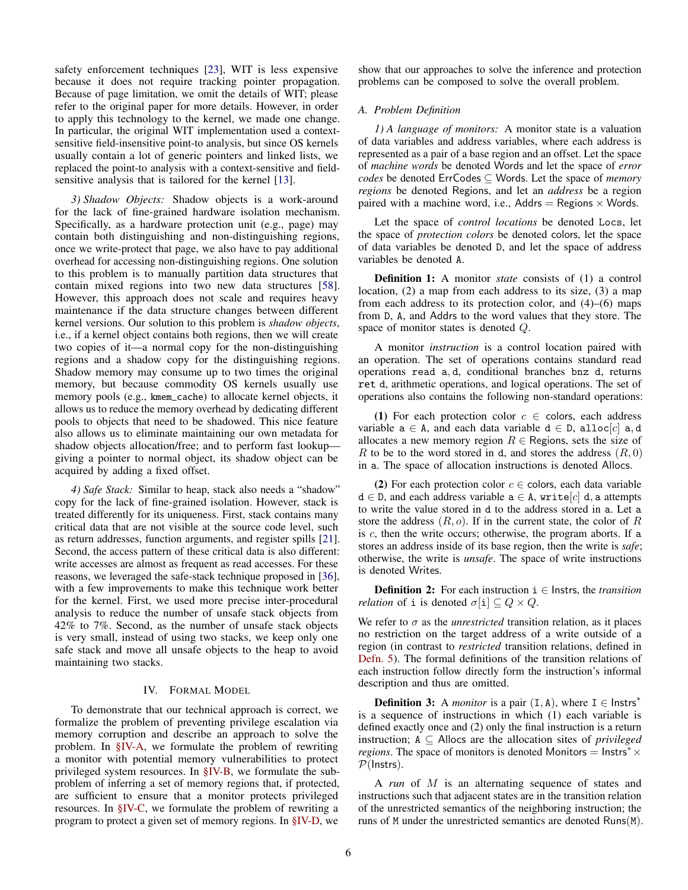safety enforcement techniques [23], WIT is less expensive because it does not require tracking pointer propagation. Because of page limitation, we omit the details of WIT; please refer to the original paper for more details. However, in order to apply this technology to the kernel, we made one change. In particular, the original WIT implementation used a context-sensitive field-insensitive point-to analysis, but since OS kernels usually contain a lot of generic pointers and linked lists, we replaced the point-to analysis with a context-sensitive and field-sensitive analysis that is tailored for the kernel [13].

*3) Shadow Objects:* Shadow objects is a work-around for the lack of fine-grained hardware isolation mechanism. Specifically, as a hardware protection unit (e.g., page) may contain both distinguishing and non-distinguishing regions, once we write-protect that page, we also have to pay additional overhead for accessing non-distinguishing regions. One solution to this problem is to manually partition data structures that contain mixed regions into two new data structures [58]. However, this approach does not scale and requires heavy maintenance if the data structure changes between different kernel versions. Our solution to this problem is *shadow objects*, i.e., if a kernel object contains both regions, then we will create two copies of it—a normal copy for the non-distinguishing regions and a shadow copy for the distinguishing regions. Shadow memory may consume up to two times the original memory, but because commodity OS kernels usually use memory pools (e.g., `kmem_cache`) to allocate kernel objects, it allows us to reduce the memory overhead by dedicating different pools to objects that need to be shadowed. This nice feature also allows us to eliminate maintaining our own metadata for shadow objects allocation/free; and to perform fast lookup—giving a pointer to normal object, its shadow object can be acquired by adding a fixed offset.

*4) Safe Stack:* Similar to heap, stack also needs a "shadow" copy for the lack of fine-grained isolation. However, stack is treated differently for its uniqueness. First, stack contains many critical data that are not visible at the source code level, such as return addresses, function arguments, and register spills [21]. Second, the access pattern of these critical data is also different: write accesses are almost as frequent as read accesses. For these reasons, we leveraged the safe-stack technique proposed in [36], with a few improvements to make this technique work better for the kernel. First, we used more precise inter-procedural analysis to reduce the number of unsafe stack objects from 42% to 7%. Second, as the number of unsafe stack objects is very small, instead of using two stacks, we keep only one safe stack and move all unsafe objects to the heap to avoid maintaining two stacks.

## IV. Formal Model

To demonstrate that our technical approach is correct, we formalize the problem of preventing privilege escalation via memory corruption and describe an approach to solve the problem. In §IV-A, we formulate the problem of rewriting a monitor with potential memory vulnerabilities to protect privileged system resources. In §IV-B, we formulate the sub-problem of inferring a set of memory regions that, if protected, are sufficient to ensure that a monitor protects privileged resources. In §IV-C, we formulate the problem of rewriting a program to protect a given set of memory regions. In §IV-D, we show that our approaches to solve the inference and protection problems can be composed to solve the overall problem.

### A. Problem Definition

*1) A language of monitors:* A monitor state is a valuation of data variables and address variables, where each address is represented as a pair of a base region and an offset. Let the space of *machine words* be denoted $\mathsf{Words}$ and let the space of *error codes* be denoted $\mathsf{ErrCodes} \subseteq \mathsf{Words}$. Let the space of *memory regions* be denoted $\mathsf{Regions}$, and let an *address* be a region paired with a machine word, i.e., $\mathsf{Addrs} = \mathsf{Regions} \times \mathsf{Words}$.

Let the space of *control locations* be denoted $\mathtt{Locs}$, let the space of *protection colors* be denoted $\mathsf{colors}$, let the space of data variables be denoted $\mathtt{D}$, and let the space of address variables be denoted $\mathtt{A}$.

**Definition 1:** A monitor *state* consists of (1) a control location, (2) a map from each address to its size, (3) a map from each address to its protection color, and (4)–(6) maps from $\mathtt{D}$, $\mathtt{A}$, and $\mathsf{Addrs}$ to the word values that they store. The space of monitor states is denoted $Q$.

A monitor *instruction* is a control location paired with an operation. The set of operations contains standard read operations `read a,d`, conditional branches `bnz d`, returns `ret d`, arithmetic operations, and logical operations. The set of operations also contains the following non-standard operations:

**(1)** For each protection color $c \in \mathsf{colors}$, each address variable $\mathtt{a} \in \mathtt{A}$, and each data variable $\mathtt{d} \in \mathtt{D}$, $\mathtt{alloc}[c]\ \mathtt{a},\mathtt{d}$ allocates a new memory region $R \in \mathsf{Regions}$, sets the size of $R$ to be the word stored in $\mathtt{d}$, and stores the address $(R, 0)$ in $\mathtt{a}$. The space of allocation instructions is denoted $\mathsf{Allocs}$.

**(2)** For each protection color $c \in \mathsf{colors}$, each data variable $\mathtt{d} \in \mathtt{D}$, and each address variable $\mathtt{a} \in \mathtt{A}$, $\mathtt{write}[c]\ \mathtt{d},\mathtt{a}$ attempts to write the value stored in $\mathtt{d}$ to the address stored in $\mathtt{a}$. Let $\mathtt{a}$ store the address $(R, o)$. If in the current state, the color of $R$ is $c$, then the write occurs; otherwise, the program aborts. If $\mathtt{a}$ stores an address inside of its base region, then the write is *safe*; otherwise, the write is *unsafe*. The space of write instructions is denoted $\mathsf{Writes}$.

**Definition 2:** For each instruction $\mathtt{i} \in \mathsf{Instrs}$, the *transition relation* of $\mathtt{i}$ is denoted $\sigma[\mathtt{i}] \subseteq Q \times Q$.

We refer to $\sigma$ as the *unrestricted* transition relation, as it places no restriction on the target address of a write outside of a region (in contrast to *restricted* transition relations, defined in Defn. 5). The formal definitions of the transition relations of each instruction follow directly form the instruction's informal description and thus are omitted.

**Definition 3:** A *monitor* is a pair $(\mathtt{I}, \mathtt{A})$, where $\mathtt{I} \in \mathsf{Instrs}^*$ is a sequence of instructions in which (1) each variable is defined exactly once and (2) only the final instruction is a return instruction; $\mathtt{A} \subseteq \mathsf{Allocs}$ are the allocation sites of *privileged regions*. The space of monitors is denoted $\mathsf{Monitors} = \mathsf{Instrs}^* \times \mathcal{P}(\mathsf{Instrs})$.

A *run* of $M$ is an alternating sequence of states and instructions such that adjacent states are in the transition relation of the unrestricted semantics of the neighboring instruction; the runs of $\mathtt{M}$ under the unrestricted semantics are denoted $\mathsf{Runs}(\mathtt{M})$.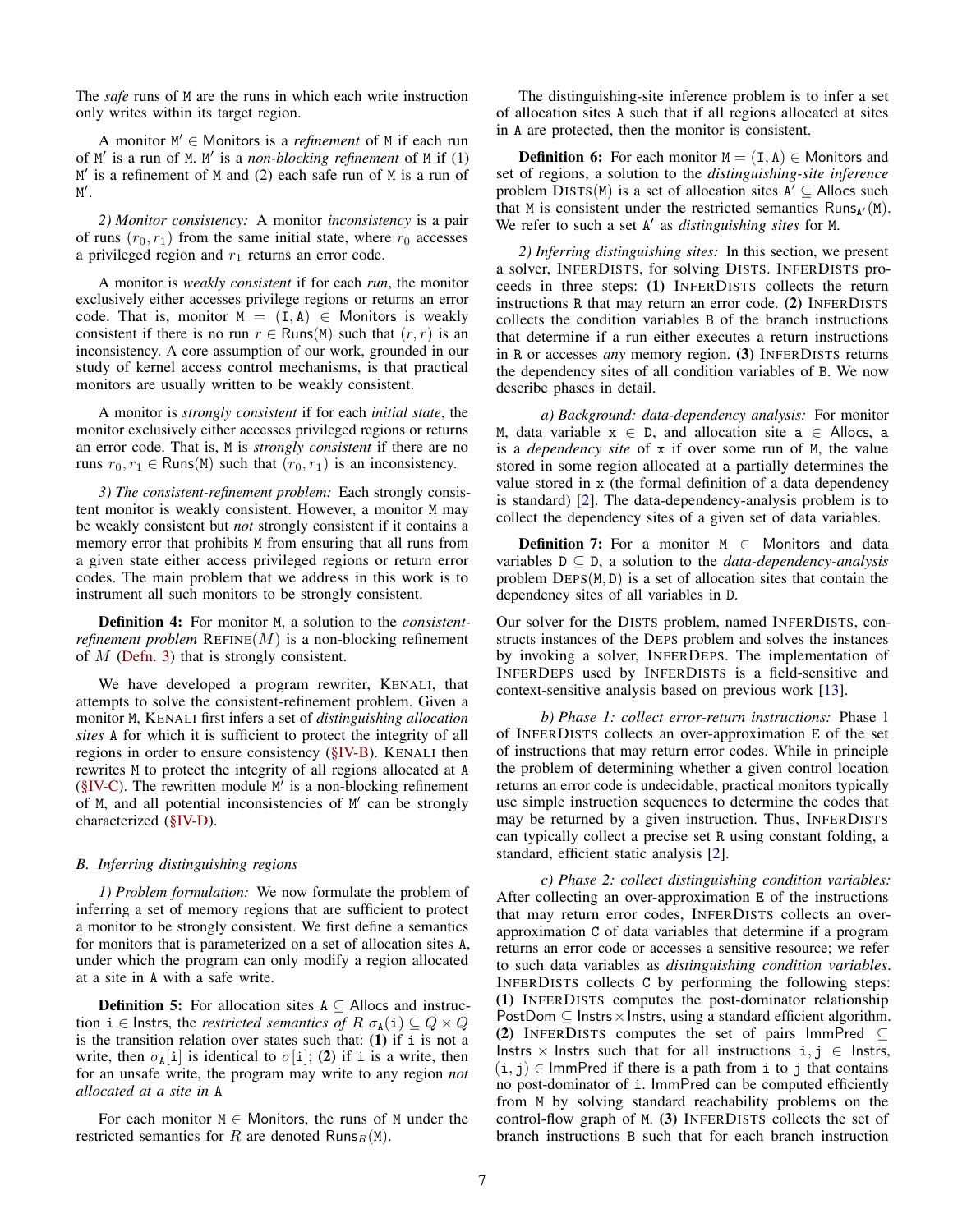The *safe* runs of M are the runs in which each write instruction only writes within its target region.

A monitor $M' \in$ Monitors is a *refinement* of M if each run of $M'$ is a run of M. $M'$ is a *non-blocking refinement* of M if (1) $M'$ is a refinement of M and (2) each safe run of M is a run of $M'$.

*2) Monitor consistency:* A monitor *inconsistency* is a pair of runs $(r_0, r_1)$ from the same initial state, where $r_0$ accesses a privileged region and $r_1$ returns an error code.

A monitor is *weakly consistent* if for each *run*, the monitor exclusively either accesses privilege regions or returns an error code. That is, monitor $M = (I, A) \in$ Monitors is weakly consistent if there is no run $r \in \mathsf{Runs}(M)$ such that $(r, r)$ is an inconsistency. A core assumption of our work, grounded in our study of kernel access control mechanisms, is that practical monitors are usually written to be weakly consistent.

A monitor is *strongly consistent* if for each *initial state*, the monitor exclusively either accesses privileged regions or returns an error code. That is, M is *strongly consistent* if there are no runs $r_0, r_1 \in \mathsf{Runs}(M)$ such that $(r_0, r_1)$ is an inconsistency.

*3) The consistent-refinement problem:* Each strongly consistent monitor is weakly consistent. However, a monitor M may be weakly consistent but *not* strongly consistent if it contains a memory error that prohibits M from ensuring that all runs from a given state either access privileged regions or return error codes. The main problem that we address in this work is to instrument all such monitors to be strongly consistent.

**Definition 4:** For monitor M, a solution to the *consistent-refinement problem* REFINE($M$) is a non-blocking refinement of $M$ (Defn. 3) that is strongly consistent.

We have developed a program rewriter, KENALI, that attempts to solve the consistent-refinement problem. Given a monitor M, KENALI first infers a set of *distinguishing allocation sites* A for which it is sufficient to protect the integrity of all regions in order to ensure consistency (§IV-B). KENALI then rewrites M to protect the integrity of all regions allocated at A (§IV-C). The rewritten module $M'$ is a non-blocking refinement of M, and all potential inconsistencies of $M'$ can be strongly characterized (§IV-D).

## B. Inferring distinguishing regions

*1) Problem formulation:* We now formulate the problem of inferring a set of memory regions that are sufficient to protect a monitor to be strongly consistent. We first define a semantics for monitors that is parameterized on a set of allocation sites A, under which the program can only modify a region allocated at a site in A with a safe write.

**Definition 5:** For allocation sites $A \subseteq$ Allocs and instruction $i \in$ Instrs, the *restricted semantics of* $R$ $\sigma_A(i) \subseteq Q \times Q$ is the transition relation over states such that: **(1)** if i is not a write, then $\sigma_A[i]$ is identical to $\sigma[i]$; **(2)** if i is a write, then for an unsafe write, the program may write to any region *not allocated at a site in* A

For each monitor $M \in$ Monitors, the runs of M under the restricted semantics for $R$ are denoted $\mathsf{Runs}_R(M)$.

The distinguishing-site inference problem is to infer a set of allocation sites A such that if all regions allocated at sites in A are protected, then the monitor is consistent.

**Definition 6:** For each monitor $M = (I, A) \in$ Monitors and set of regions, a solution to the *distinguishing-site inference* problem DISTS(M) is a set of allocation sites $A' \subseteq$ Allocs such that M is consistent under the restricted semantics $\mathsf{Runs}_{A'}(M)$. We refer to such a set $A'$ as *distinguishing sites* for M.

*2) Inferring distinguishing sites:* In this section, we present a solver, INFERDISTS, for solving DISTS. INFERDISTS proceeds in three steps: **(1)** INFERDISTS collects the return instructions R that may return an error code. **(2)** INFERDISTS collects the condition variables B of the branch instructions that determine if a run either executes a return instructions in R or accesses *any* memory region. **(3)** INFERDISTS returns the dependency sites of all condition variables of B. We now describe phases in detail.

*a) Background: data-dependency analysis:* For monitor M, data variable $x \in D$, and allocation site $a \in$ Allocs, a is a *dependency site* of x if over some run of M, the value stored in some region allocated at a partially determines the value stored in x (the formal definition of a data dependency is standard) [2]. The data-dependency-analysis problem is to collect the dependency sites of a given set of data variables.

**Definition 7:** For a monitor $M \in$ Monitors and data variables $D \subseteq D$, a solution to the *data-dependency-analysis* problem DEPS(M, D) is a set of allocation sites that contain the dependency sites of all variables in D.

Our solver for the DISTS problem, named INFERDISTS, constructs instances of the DEPS problem and solves the instances by invoking a solver, INFERDEPS. The implementation of INFERDEPS used by INFERDISTS is a field-sensitive and context-sensitive analysis based on previous work [13].

*b) Phase 1: collect error-return instructions:* Phase 1 of INFERDISTS collects an over-approximation E of the set of instructions that may return error codes. While in principle the problem of determining whether a given control location returns an error code is undecidable, practical monitors typically use simple instruction sequences to determine the codes that may be returned by a given instruction. Thus, INFERDISTS can typically collect a precise set R using constant folding, a standard, efficient static analysis [2].

*c) Phase 2: collect distinguishing condition variables:* After collecting an over-approximation E of the instructions that may return error codes, INFERDISTS collects an over-approximation C of data variables that determine if a program returns an error code or accesses a sensitive resource; we refer to such data variables as *distinguishing condition variables*. INFERDISTS collects C by performing the following steps: **(1)** INFERDISTS computes the post-dominator relationship PostDom $\subseteq$ Instrs × Instrs, using a standard efficient algorithm. **(2)** INFERDISTS computes the set of pairs ImmPred $\subseteq$ Instrs × Instrs such that for all instructions $i, j \in$ Instrs, $(i, j) \in$ ImmPred if there is a path from i to j that contains no post-dominator of i. ImmPred can be computed efficiently from M by solving standard reachability problems on the control-flow graph of M. **(3)** INFERDISTS collects the set of branch instructions B such that for each branch instruction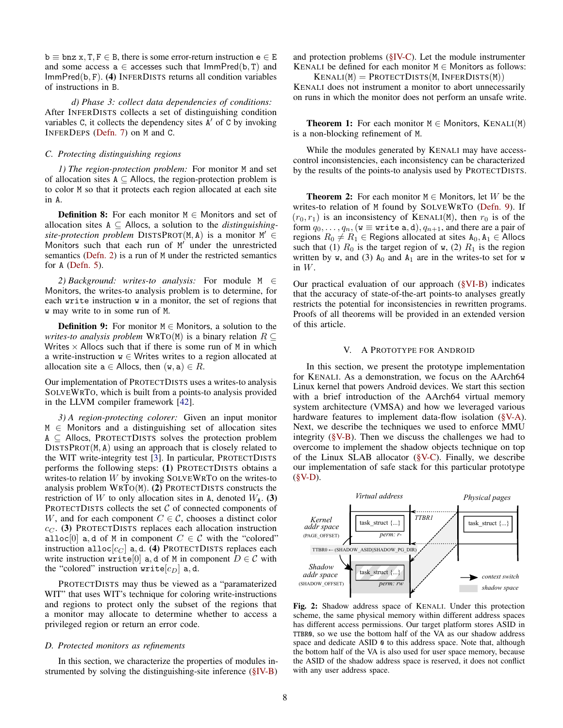$\mathtt{b} \equiv \mathtt{bnz}\ \mathtt{x}, \mathtt{T}, \mathtt{F} \in \mathtt{B}$, there is some error-return instruction $\mathtt{e} \in \mathtt{E}$ and some access $\mathtt{a} \in \mathsf{accesses}$ such that $\mathsf{ImmPred}(\mathtt{b}, \mathtt{T})$ and $\mathsf{ImmPred}(\mathtt{b}, \mathtt{F})$. **(4)** InferDists returns all condition variables of instructions in B.

*d) Phase 3: collect data dependencies of conditions:* After InferDists collects a set of distinguishing condition variables C, it collects the dependency sites A′ of C by invoking InferDeps (Defn. 7) on M and C.

### C. Protecting distinguishing regions

*1) The region-protection problem:* For monitor M and set of allocation sites $\mathtt{A} \subseteq \mathsf{Allocs}$, the region-protection problem is to color M so that it protects each region allocated at each site in A.

**Definition 8:** For each monitor $\mathtt{M} \in \mathsf{Monitors}$ and set of allocation sites $\mathtt{A} \subseteq \mathsf{Allocs}$, a solution to the *distinguishing-site-protection problem* DistsProt(M, A) is a monitor $\mathtt{M}' \in \mathsf{Monitors}$ such that each run of M′ under the unrestricted semantics (Defn. 2) is a run of M under the restricted semantics for A (Defn. 5).

*2) Background: writes-to analysis:* For module $\mathtt{M} \in \mathsf{Monitors}$, the writes-to analysis problem is to determine, for each `write` instruction w in a monitor, the set of regions that w may write to in some run of M.

**Definition 9:** For monitor $\mathtt{M} \in \mathsf{Monitors}$, a solution to the *writes-to analysis problem* WrTo(M) is a binary relation $R \subseteq \mathsf{Writes} \times \mathsf{Allocs}$ such that if there is some run of M in which a write-instruction $\mathtt{w} \in \mathsf{Writes}$ writes to a region allocated at allocation site $\mathtt{a} \in \mathsf{Allocs}$, then $(\mathtt{w}, \mathtt{a}) \in R$.

Our implementation of ProtectDists uses a writes-to analysis SolveWrTo, which is built from a points-to analysis provided in the LLVM compiler framework [42].

*3) A region-protecting colorer:* Given an input monitor $\mathtt{M} \in \mathsf{Monitors}$ and a distinguishing set of allocation sites $\mathtt{A} \subseteq \mathsf{Allocs}$, ProtectDists solves the protection problem DistsProt(M, A) using an approach that is closely related to the WIT write-integrity test [3]. In particular, ProtectDists performs the following steps: **(1)** ProtectDists obtains a writes-to relation $W$ by invoking SolveWrTo on the writes-to analysis problem WrTo(M). **(2)** ProtectDists constructs the restriction of $W$ to only allocation sites in A, denoted $W_{\mathtt{A}}$. **(3)** ProtectDists collects the set $\mathcal{C}$ of connected components of $W$, and for each component $C \in \mathcal{C}$, chooses a distinct color $c_C$. **(3)** ProtectDists replaces each allocation instruction $\mathtt{alloc}[0]\ \mathtt{a}, \mathtt{d}$ of M in component $C \in \mathcal{C}$ with the "colored" instruction $\mathtt{alloc}[c_C]\ \mathtt{a}, \mathtt{d}$. **(4)** ProtectDists replaces each write instruction $\mathtt{write}[0]\ \mathtt{a}, \mathtt{d}$ of M in component $D \in \mathcal{C}$ with the "colored" instruction $\mathtt{write}[c_D]\ \mathtt{a}, \mathtt{d}$.

ProtectDists may thus be viewed as a "paramaterized WIT" that uses WIT's technique for coloring write-instructions and regions to protect only the subset of the regions that a monitor may allocate to determine whether to access a privileged region or return an error code.

### D. Protected monitors as refinements

In this section, we characterize the properties of modules instrumented by solving the distinguishing-site inference (§IV-B) and protection problems (§IV-C). Let the module instrumenter Kenali be defined for each monitor $\mathtt{M} \in \mathsf{Monitors}$ as follows:

$$\text{Kenali}(\mathtt{M}) = \text{ProtectDists}(\mathtt{M}, \text{InferDists}(\mathtt{M}))$$

Kenali does not instrument a monitor to abort unnecessarily on runs in which the monitor does not perform an unsafe write.

**Theorem 1:** For each monitor $\mathtt{M} \in \mathsf{Monitors}$, Kenali(M) is a non-blocking refinement of M.

While the modules generated by Kenali may have access-control inconsistencies, each inconsistency can be characterized by the results of the points-to analysis used by ProtectDists.

**Theorem 2:** For each monitor $\mathtt{M} \in \mathsf{Monitors}$, let $W$ be the writes-to relation of M found by SolveWrTo (Defn. 9). If $(r_0, r_1)$ is an inconsistency of Kenali(M), then $r_0$ is of the form $q_0, \ldots, q_n, (\mathtt{w} \equiv \mathtt{write}\ \mathtt{a}, \mathtt{d}), q_{n+1}$, and there are a pair of regions $R_0 \neq R_1 \in \mathsf{Regions}$ allocated at sites $\mathtt{A}_0, \mathtt{A}_1 \in \mathsf{Allocs}$ such that (1) $R_0$ is the target region of w, (2) $R_1$ is the region written by w, and (3) $\mathtt{A}_0$ and $\mathtt{A}_1$ are in the writes-to set for w in $W$.

Our practical evaluation of our approach (§VI-B) indicates that the accuracy of state-of-the-art points-to analyses greatly restricts the potential for inconsistencies in rewritten programs. Proofs of all theorems will be provided in an extended version of this article.

## V. A Prototype for Android

In this section, we present the prototype implementation for Kenali. As a demonstration, we focus on the AArch64 Linux kernel that powers Android devices. We start this section with a brief introduction of the AArch64 virtual memory system architecture (VMSA) and how we leveraged various hardware features to implement data-flow isolation (§V-A). Next, we describe the techniques we used to enforce MMU integrity (§V-B). Then we discuss the challenges we had to overcome to implement the shadow objects technique on top of the Linux SLAB allocator (§V-C). Finally, we describe our implementation of safe stack for this particular prototype (§V-D).

**Fig. 2:** Shadow address space of Kenali. Under this protection scheme, the same physical memory within different address spaces has different access permissions. Our target platform stores ASID in `TTBR0`, so we use the bottom half of the VA as our shadow address space and dedicate ASID `0` to this address space. Note that, although the bottom half of the VA is also used for user space memory, because the ASID of the shadow address space is reserved, it does not conflict with any user address space.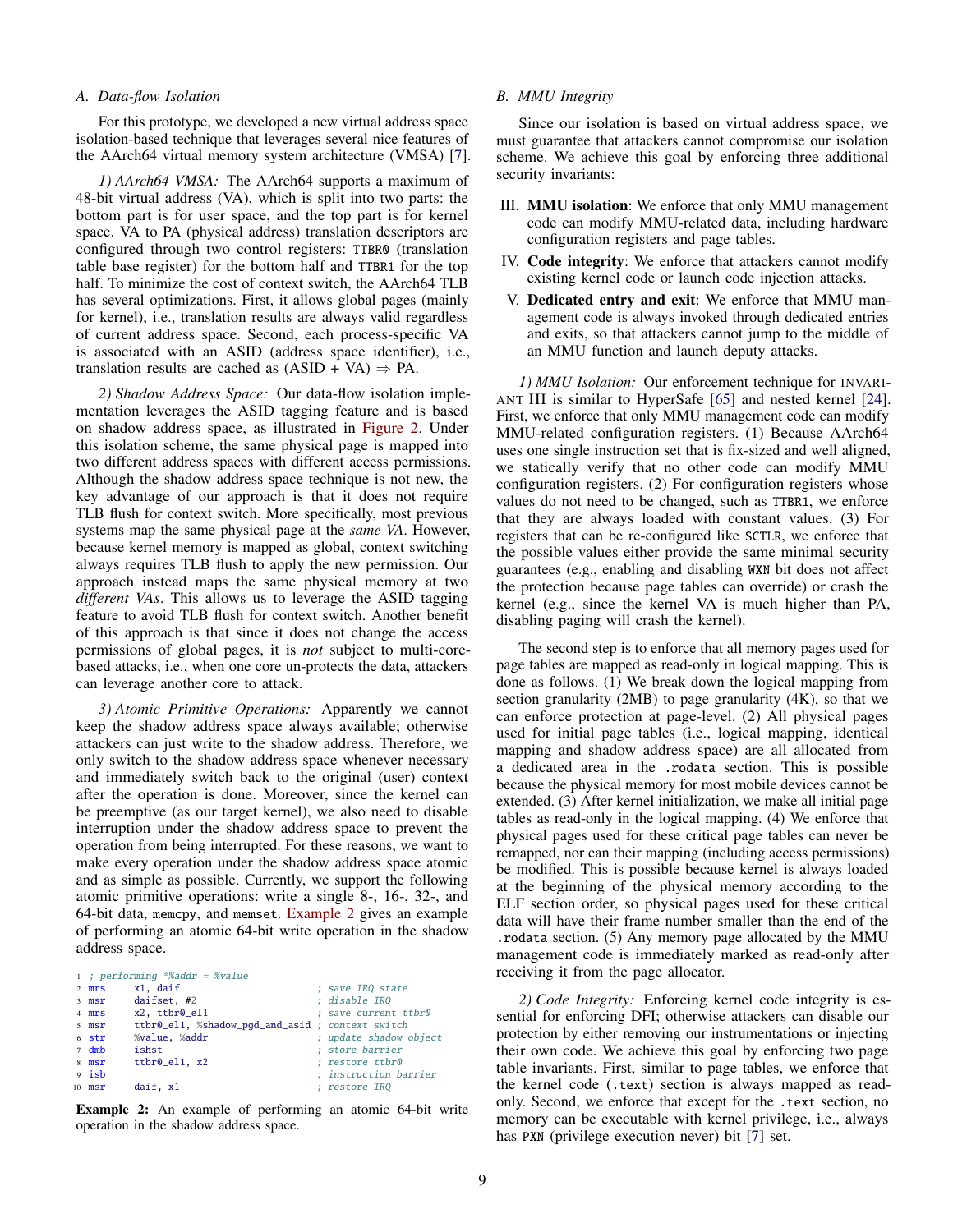### A. Data-flow Isolation

For this prototype, we developed a new virtual address space isolation-based technique that leverages several nice features of the AArch64 virtual memory system architecture (VMSA) [7].

*1) AArch64 VMSA:* The AArch64 supports a maximum of 48-bit virtual address (VA), which is split into two parts: the bottom part is for user space, and the top part is for kernel space. VA to PA (physical address) translation descriptors are configured through two control registers: `TTBR0` (translation table base register) for the bottom half and `TTBR1` for the top half. To minimize the cost of context switch, the AArch64 TLB has several optimizations. First, it allows global pages (mainly for kernel), i.e., translation results are always valid regardless of current address space. Second, each process-specific VA is associated with an ASID (address space identifier), i.e., translation results are cached as (ASID + VA) ⇒ PA.

*2) Shadow Address Space:* Our data-flow isolation implementation leverages the ASID tagging feature and is based on shadow address space, as illustrated in Figure 2. Under this isolation scheme, the same physical page is mapped into two different address spaces with different access permissions. Although the shadow address space technique is not new, the key advantage of our approach is that it does not require TLB flush for context switch. More specifically, most previous systems map the same physical page at the *same VA*. However, because kernel memory is mapped as global, context switching always requires TLB flush to apply the new permission. Our approach instead maps the same physical memory at two *different VAs*. This allows us to leverage the ASID tagging feature to avoid TLB flush for context switch. Another benefit of this approach is that since it does not change the access permissions of global pages, it is *not* subject to multi-core-based attacks, i.e., when one core un-protects the data, attackers can leverage another core to attack.

*3) Atomic Primitive Operations:* Apparently we cannot keep the shadow address space always available; otherwise attackers can just write to the shadow address. Therefore, we only switch to the shadow address space whenever necessary and immediately switch back to the original (user) context after the operation is done. Moreover, since the kernel can be preemptive (as our target kernel), we also need to disable interruption under the shadow address space to prevent the operation from being interrupted. For these reasons, we want to make every operation under the shadow address space atomic and as simple as possible. Currently, we support the following atomic primitive operations: write a single 8-, 16-, 32-, and 64-bit data, `memcpy`, and `memset`. Example 2 gives an example of performing an atomic 64-bit write operation in the shadow address space.

```
1  ; performing *%addr = %value
2  mrs     x1, daif                          ; save IRQ state
3  msr     daifset, #2                       ; disable IRQ
4  mrs     x2, ttbr0_el1                     ; save current ttbr0
5  msr     ttbr0_el1, %shadow_pgd_and_asid   ; context switch
6  str     %value, %addr                     ; update shadow object
7  dmb     ishst                             ; store barrier
8  msr     ttbr0_el1, x2                     ; restore ttbr0
9  isb                                       ; instruction barrier
10 msr     daif, x1                          ; restore IRQ
```

**Example 2:** An example of performing an atomic 64-bit write operation in the shadow address space.

### B. MMU Integrity

Since our isolation is based on virtual address space, we must guarantee that attackers cannot compromise our isolation scheme. We achieve this goal by enforcing three additional security invariants:

- III. **MMU isolation**: We enforce that only MMU management code can modify MMU-related data, including hardware configuration registers and page tables.
- IV. **Code integrity**: We enforce that attackers cannot modify existing kernel code or launch code injection attacks.
- V. **Dedicated entry and exit**: We enforce that MMU management code is always invoked through dedicated entries and exits, so that attackers cannot jump to the middle of an MMU function and launch deputy attacks.

*1) MMU Isolation:* Our enforcement technique for INVARIANT III is similar to HyperSafe [65] and nested kernel [24]. First, we enforce that only MMU management code can modify MMU-related configuration registers. (1) Because AArch64 uses one single instruction set that is fix-sized and well aligned, we statically verify that no other code can modify MMU configuration registers. (2) For configuration registers whose values do not need to be changed, such as `TTBR1`, we enforce that they are always loaded with constant values. (3) For registers that can be re-configured like `SCTLR`, we enforce that the possible values either provide the same minimal security guarantees (e.g., enabling and disabling `WXN` bit does not affect the protection because page tables can override) or crash the kernel (e.g., since the kernel VA is much higher than PA, disabling paging will crash the kernel).

The second step is to enforce that all memory pages used for page tables are mapped as read-only in logical mapping. This is done as follows. (1) We break down the logical mapping from section granularity (2MB) to page granularity (4K), so that we can enforce protection at page-level. (2) All physical pages used for initial page tables (i.e., logical mapping, identical mapping and shadow address space) are all allocated from a dedicated area in the `.rodata` section. This is possible because the physical memory for most mobile devices cannot be extended. (3) After kernel initialization, we make all initial page tables as read-only in the logical mapping. (4) We enforce that physical pages used for these critical page tables can never be remapped, nor can their mapping (including access permissions) be modified. This is possible because kernel is always loaded at the beginning of the physical memory according to the ELF section order, so physical pages used for these critical data will have their frame number smaller than the end of the `.rodata` section. (5) Any memory page allocated by the MMU management code is immediately marked as read-only after receiving it from the page allocator.

*2) Code Integrity:* Enforcing kernel code integrity is essential for enforcing DFI; otherwise attackers can disable our protection by either removing our instrumentations or injecting their own code. We achieve this goal by enforcing two page table invariants. First, similar to page tables, we enforce that the kernel code (`.text`) section is always mapped as read-only. Second, we enforce that except for the `.text` section, no memory can be executable with kernel privilege, i.e., always has `PXN` (privilege execution never) bit [7] set.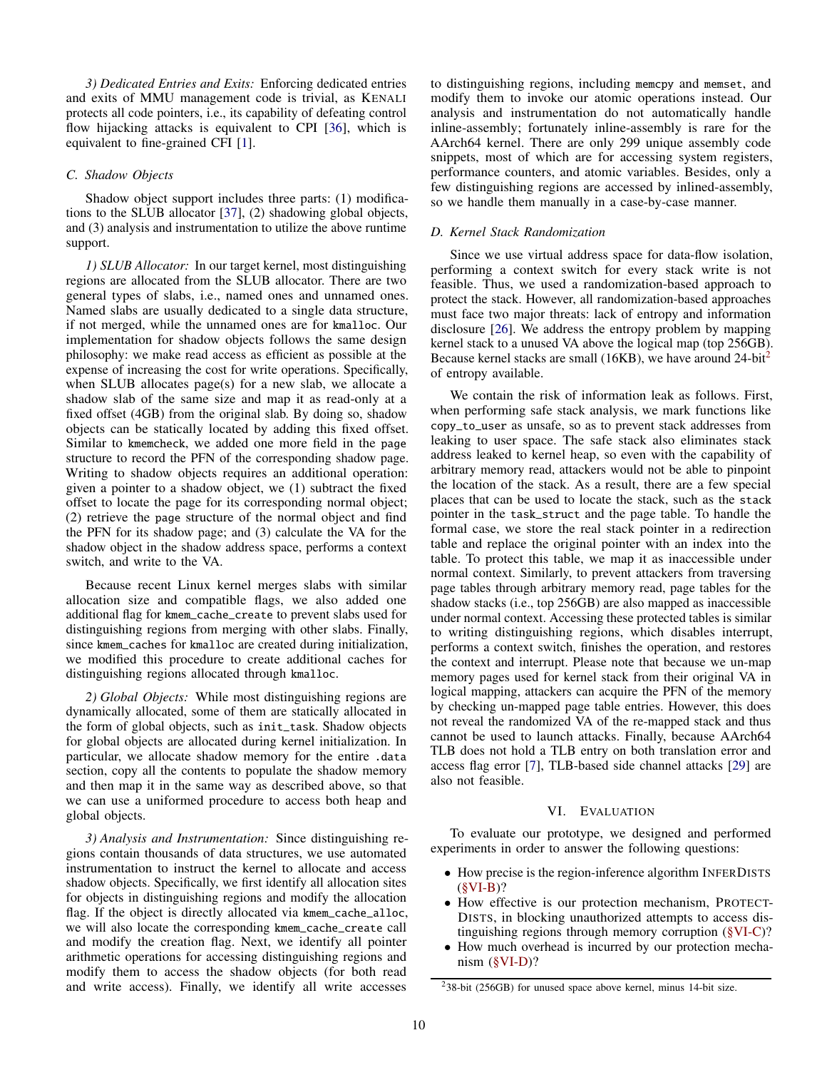*3) Dedicated Entries and Exits:* Enforcing dedicated entries and exits of MMU management code is trivial, as KENALI protects all code pointers, i.e., its capability of defeating control flow hijacking attacks is equivalent to CPI [36], which is equivalent to fine-grained CFI [1].

### C. Shadow Objects

Shadow object support includes three parts: (1) modifications to the SLUB allocator [37], (2) shadowing global objects, and (3) analysis and instrumentation to utilize the above runtime support.

*1) SLUB Allocator:* In our target kernel, most distinguishing regions are allocated from the SLUB allocator. There are two general types of slabs, i.e., named ones and unnamed ones. Named slabs are usually dedicated to a single data structure, if not merged, while the unnamed ones are for `kmalloc`. Our implementation for shadow objects follows the same design philosophy: we make read access as efficient as possible at the expense of increasing the cost for write operations. Specifically, when SLUB allocates page(s) for a new slab, we allocate a shadow slab of the same size and map it as read-only at a fixed offset (4GB) from the original slab. By doing so, shadow objects can be statically located by adding this fixed offset. Similar to `kmemcheck`, we added one more field in the `page` structure to record the PFN of the corresponding shadow page. Writing to shadow objects requires an additional operation: given a pointer to a shadow object, we (1) subtract the fixed offset to locate the page for its corresponding normal object; (2) retrieve the `page` structure of the normal object and find the PFN for its shadow page; and (3) calculate the VA for the shadow object in the shadow address space, performs a context switch, and write to the VA.

Because recent Linux kernel merges slabs with similar allocation size and compatible flags, we also added one additional flag for `kmem_cache_create` to prevent slabs used for distinguishing regions from merging with other slabs. Finally, since `kmem_caches` for `kmalloc` are created during initialization, we modified this procedure to create additional caches for distinguishing regions allocated through `kmalloc`.

*2) Global Objects:* While most distinguishing regions are dynamically allocated, some of them are statically allocated in the form of global objects, such as `init_task`. Shadow objects for global objects are allocated during kernel initialization. In particular, we allocate shadow memory for the entire `.data` section, copy all the contents to populate the shadow memory and then map it in the same way as described above, so that we can use a uniformed procedure to access both heap and global objects.

*3) Analysis and Instrumentation:* Since distinguishing regions contain thousands of data structures, we use automated instrumentation to instruct the kernel to allocate and access shadow objects. Specifically, we first identify all allocation sites for objects in distinguishing regions and modify the allocation flag. If the object is directly allocated via `kmem_cache_alloc`, we will also locate the corresponding `kmem_cache_create` call and modify the creation flag. Next, we identify all pointer arithmetic operations for accessing distinguishing regions and modify them to access the shadow objects (for both read and write access). Finally, we identify all write accesses to distinguishing regions, including `memcpy` and `memset`, and modify them to invoke our atomic operations instead. Our analysis and instrumentation do not automatically handle inline-assembly; fortunately inline-assembly is rare for the AArch64 kernel. There are only 299 unique assembly code snippets, most of which are for accessing system registers, performance counters, and atomic variables. Besides, only a few distinguishing regions are accessed by inlined-assembly, so we handle them manually in a case-by-case manner.

### D. Kernel Stack Randomization

Since we use virtual address space for data-flow isolation, performing a context switch for every stack write is not feasible. Thus, we used a randomization-based approach to protect the stack. However, all randomization-based approaches must face two major threats: lack of entropy and information disclosure [26]. We address the entropy problem by mapping kernel stack to a unused VA above the logical map (top 256GB). Because kernel stacks are small (16KB), we have around 24-bit[2] of entropy available.

We contain the risk of information leak as follows. First, when performing safe stack analysis, we mark functions like `copy_to_user` as unsafe, so as to prevent stack addresses from leaking to user space. The safe stack also eliminates stack address leaked to kernel heap, so even with the capability of arbitrary memory read, attackers would not be able to pinpoint the location of the stack. As a result, there are a few special places that can be used to locate the stack, such as the `stack` pointer in the `task_struct` and the page table. To handle the formal case, we store the real stack pointer in a redirection table and replace the original pointer with an index into the table. To protect this table, we map it as inaccessible under normal context. Similarly, to prevent attackers from traversing page tables through arbitrary memory read, page tables for the shadow stacks (i.e., top 256GB) are also mapped as inaccessible under normal context. Accessing these protected tables is similar to writing distinguishing regions, which disables interrupt, performs a context switch, finishes the operation, and restores the context and interrupt. Please note that because we un-map memory pages used for kernel stack from their original VA in logical mapping, attackers can acquire the PFN of the memory by checking un-mapped page table entries. However, this does not reveal the randomized VA of the re-mapped stack and thus cannot be used to launch attacks. Finally, because AArch64 TLB does not hold a TLB entry on both translation error and access flag error [7], TLB-based side channel attacks [29] are also not feasible.

## VI. EVALUATION

To evaluate our prototype, we designed and performed experiments in order to answer the following questions:

- How precise is the region-inference algorithm INFERDISTS (§VI-B)?
- How effective is our protection mechanism, PROTECTDISTS, in blocking unauthorized attempts to access distinguishing regions through memory corruption (§VI-C)?
- How much overhead is incurred by our protection mechanism (§VI-D)?

[2] 38-bit (256GB) for unused space above kernel, minus 14-bit size.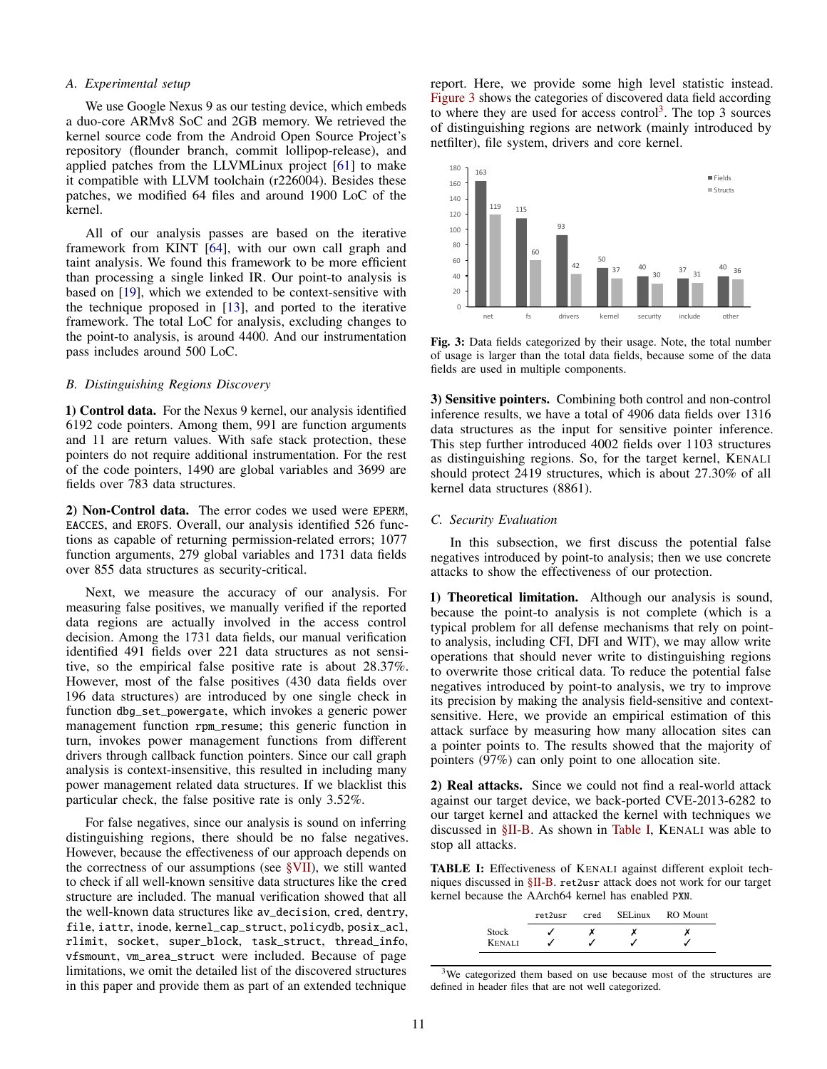### A. Experimental setup

We use Google Nexus 9 as our testing device, which embeds a duo-core ARMv8 SoC and 2GB memory. We retrieved the kernel source code from the Android Open Source Project's repository (flounder branch, commit lollipop-release), and applied patches from the LLVMLinux project [61] to make it compatible with LLVM toolchain (r226004). Besides these patches, we modified 64 files and around 1900 LoC of the kernel.

All of our analysis passes are based on the iterative framework from KINT [64], with our own call graph and taint analysis. We found this framework to be more efficient than processing a single linked IR. Our point-to analysis is based on [19], which we extended to be context-sensitive with the technique proposed in [13], and ported to the iterative framework. The total LoC for analysis, excluding changes to the point-to analysis, is around 4400. And our instrumentation pass includes around 500 LoC.

### B. Distinguishing Regions Discovery

**1) Control data.** For the Nexus 9 kernel, our analysis identified 6192 code pointers. Among them, 991 are function arguments and 11 are return values. With safe stack protection, these pointers do not require additional instrumentation. For the rest of the code pointers, 1490 are global variables and 3699 are fields over 783 data structures.

**2) Non-Control data.** The error codes we used were `EPERM`, `EACCES`, and `EROFS`. Overall, our analysis identified 526 functions as capable of returning permission-related errors; 1077 function arguments, 279 global variables and 1731 data fields over 855 data structures as security-critical.

Next, we measure the accuracy of our analysis. For measuring false positives, we manually verified if the reported data regions are actually involved in the access control decision. Among the 1731 data fields, our manual verification identified 491 fields over 221 data structures as not sensitive, so the empirical false positive rate is about 28.37%. However, most of the false positives (430 data fields over 196 data structures) are introduced by one single check in function `dbg_set_powergate`, which invokes a generic power management function `rpm_resume`; this generic function in turn, invokes power management functions from different drivers through callback function pointers. Since our call graph analysis is context-insensitive, this resulted in including many power management related data structures. If we blacklist this particular check, the false positive rate is only 3.52%.

For false negatives, since our analysis is sound on inferring distinguishing regions, there should be no false negatives. However, because the effectiveness of our approach depends on the correctness of our assumptions (see §VII), we still wanted to check if all well-known sensitive data structures like the `cred` structure are included. The manual verification showed that all the well-known data structures like `av_decision`, `cred`, `dentry`, `file`, `iattr`, `inode`, `kernel_cap_struct`, `policydb`, `posix_acl`, `rlimit`, `socket`, `super_block`, `task_struct`, `thread_info`, `vfsmount`, `vm_area_struct` were included. Because of page limitations, we omit the detailed list of the discovered structures in this paper and provide them as part of an extended technique report. Here, we provide some high level statistic instead. Figure 3 shows the categories of discovered data field according to where they are used for access control[3]. The top 3 sources of distinguishing regions are network (mainly introduced by netfilter), file system, drivers and core kernel.

| | net | fs | drivers | kernel | security | include | other |
|---|---|---|---|---|---|---|---|
| Fields | 163 | 115 | 93 | 50 | 40 | 37 | 40 |
| Structs | 119 | 60 | 42 | 37 | 30 | 31 | 36 |

**Fig. 3:** Data fields categorized by their usage. Note, the total number of usage is larger than the total data fields, because some of the data fields are used in multiple components.

**3) Sensitive pointers.** Combining both control and non-control inference results, we have a total of 4906 data fields over 1316 data structures as the input for sensitive pointer inference. This step further introduced 4002 fields over 1103 structures as distinguishing regions. So, for the target kernel, KENALI should protect 2419 structures, which is about 27.30% of all kernel data structures (8861).

### C. Security Evaluation

In this subsection, we first discuss the potential false negatives introduced by point-to analysis; then we use concrete attacks to show the effectiveness of our protection.

**1) Theoretical limitation.** Although our analysis is sound, because the point-to analysis is not complete (which is a typical problem for all defense mechanisms that rely on point-to analysis, including CFI, DFI and WIT), we may allow write operations that should never write to distinguishing regions to overwrite those critical data. To reduce the potential false negatives introduced by point-to analysis, we try to improve its precision by making the analysis field-sensitive and context-sensitive. Here, we provide an empirical estimation of this attack surface by measuring how many allocation sites can a pointer points to. The results showed that the majority of pointers (97%) can only point to one allocation site.

**2) Real attacks.** Since we could not find a real-world attack against our target device, we back-ported CVE-2013-6282 to our target kernel and attacked the kernel with techniques we discussed in §II-B. As shown in Table I, KENALI was able to stop all attacks.

**TABLE I:** Effectiveness of KENALI against different exploit techniques discussed in §II-B. `ret2usr` attack does not work for our target kernel because the AArch64 kernel has enabled `PXN`.

| | ret2usr | cred | SELinux | RO Mount |
|---|---|---|---|---|
| Stock | ✓ | ✗ | ✗ | ✗ |
| KENALI | ✓ | ✓ | ✓ | ✓ |

[3] We categorized them based on use because most of the structures are defined in header files that are not well categorized.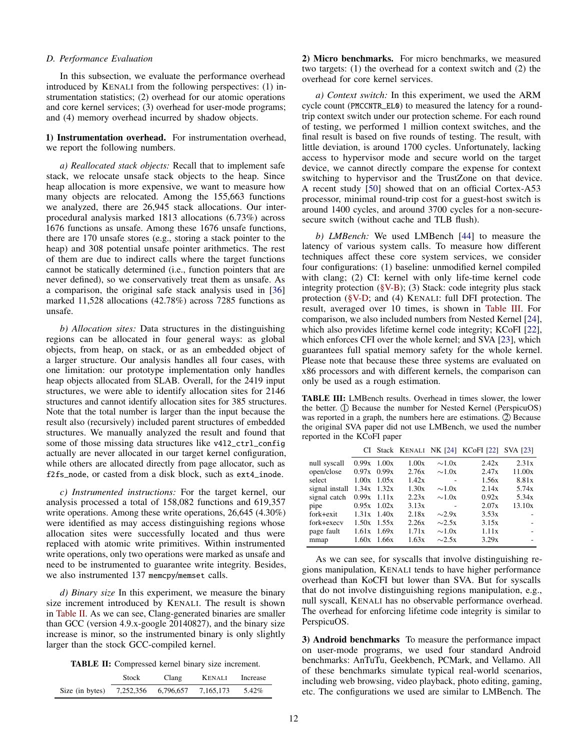### D. Performance Evaluation

In this subsection, we evaluate the performance overhead introduced by KENALI from the following perspectives: (1) instrumentation statistics; (2) overhead for our atomic operations and core kernel services; (3) overhead for user-mode programs; and (4) memory overhead incurred by shadow objects.

**1) Instrumentation overhead.** For instrumentation overhead, we report the following numbers.

*a) Reallocated stack objects:* Recall that to implement safe stack, we relocate unsafe stack objects to the heap. Since heap allocation is more expensive, we want to measure how many objects are relocated. Among the 155,663 functions we analyzed, there are 26,945 stack allocations. Our inter-procedural analysis marked 1813 allocations (6.73%) across 1676 functions as unsafe. Among these 1676 unsafe functions, there are 170 unsafe stores (e.g., storing a stack pointer to the heap) and 308 potential unsafe pointer arithmetics. The rest of them are due to indirect calls where the target functions cannot be statically determined (i.e., function pointers that are never defined), so we conservatively treat them as unsafe. As a comparison, the original safe stack analysis used in [36] marked 11,528 allocations (42.78%) across 7285 functions as unsafe.

*b) Allocation sites:* Data structures in the distinguishing regions can be allocated in four general ways: as global objects, from heap, on stack, or as an embedded object of a larger structure. Our analysis handles all four cases, with one limitation: our prototype implementation only handles heap objects allocated from SLAB. Overall, for the 2419 input structures, we were able to identify allocation sites for 2146 structures and cannot identify allocation sites for 385 structures. Note that the total number is larger than the input because the result also (recursively) included parent structures of embedded structures. We manually analyzed the result and found that some of those missing data structures like `v4l2_ctrl_config` actually are never allocated in our target kernel configuration, while others are allocated directly from page allocator, such as `f2fs_node`, or casted from a disk block, such as `ext4_inode`.

*c) Instrumented instructions:* For the target kernel, our analysis processed a total of 158,082 functions and 619,357 write operations. Among these write operations, 26,645 (4.30%) were identified as may access distinguishing regions whose allocation sites were successfully located and thus were replaced with atomic write primitives. Within instrumented write operations, only two operations were marked as unsafe and need to be instrumented to guarantee write integrity. Besides, we also instrumented 137 `memcpy`/`memset` calls.

*d) Binary size* In this experiment, we measure the binary size increment introduced by KENALI. The result is shown in Table II. As we can see, Clang-generated binaries are smaller than GCC (version 4.9.x-google 20140827), and the binary size increase is minor, so the instrumented binary is only slightly larger than the stock GCC-compiled kernel.

**TABLE II:** Compressed kernel binary size increment.

| | Stock | Clang | KENALI | Increase |
|---|---|---|---|---|
| Size (in bytes) | 7,252,356 | 6,796,657 | 7,165,173 | 5.42% |

**2) Micro benchmarks.** For micro benchmarks, we measured two targets: (1) the overhead for a context switch and (2) the overhead for core kernel services.

*a) Context switch:* In this experiment, we used the ARM cycle count (`PMCCNTR_EL0`) to measured the latency for a round-trip context switch under our protection scheme. For each round of testing, we performed 1 million context switches, and the final result is based on five rounds of testing. The result, with little deviation, is around 1700 cycles. Unfortunately, lacking access to hypervisor mode and secure world on the target device, we cannot directly compare the expense for context switching to hypervisor and the TrustZone on that device. A recent study [50] showed that on an official Cortex-A53 processor, minimal round-trip cost for a guest-host switch is around 1400 cycles, and around 3700 cycles for a non-secure-secure switch (without cache and TLB flush).

*b) LMBench:* We used LMBench [44] to measure the latency of various system calls. To measure how different techniques affect these core system services, we consider four configurations: (1) baseline: unmodified kernel compiled with clang; (2) CI: kernel with only life-time kernel code integrity protection (§V-B); (3) Stack: code integrity plus stack protection (§V-D; and (4) KENALI: full DFI protection. The result, averaged over 10 times, is shown in Table III. For comparison, we also included numbers from Nested Kernel [24], which also provides lifetime kernel code integrity; KCoFI [22], which enforces CFI over the whole kernel; and SVA [23], which guarantees full spatial memory safety for the whole kernel. Please note that because these three systems are evaluated on x86 processors and with different kernels, the comparison can only be used as a rough estimation.

**TABLE III:** LMBench results. Overhead in times slower, the lower the better. ① Because the number for Nested Kernel (PerspicuOS) was reported in a graph, the numbers here are estimations. ② Because the original SVA paper did not use LMBench, we used the number reported in the KCoFI paper

| | CI | Stack | KENALI | NK [24] | KCoFI [22] | SVA [23] |
|---|---|---|---|---|---|---|
| null syscall | 0.99x | 1.00x | 1.00x | ∼1.0x | 2.42x | 2.31x |
| open/close | 0.97x | 0.99x | 2.76x | ∼1.0x | 2.47x | 11.00x |
| select | 1.00x | 1.05x | 1.42x | - | 1.56x | 8.81x |
| signal install | 1.34x | 1.32x | 1.30x | ∼1.0x | 2.14x | 5.74x |
| signal catch | 0.99x | 1.11x | 2.23x | ∼1.0x | 0.92x | 5.34x |
| pipe | 0.95x | 1.02x | 3.13x | - | 2.07x | 13.10x |
| fork+exit | 1.31x | 1.40x | 2.18x | ∼2.9x | 3.53x | - |
| fork+execv | 1.50x | 1.55x | 2.26x | ∼2.5x | 3.15x | - |
| page fault | 1.61x | 1.69x | 1.71x | ∼1.0x | 1.11x | - |
| mmap | 1.60x | 1.66x | 1.63x | ∼2.5x | 3.29x | - |

As we can see, for syscalls that involve distinguishing regions manipulation, KENALI tends to have higher performance overhead than KoCFI but lower than SVA. But for syscalls that do not involve distinguishing regions manipulation, e.g., null syscall, KENALI has no observable performance overhead. The overhead for enforcing lifetime code integrity is similar to PerspicuOS.

**3) Android benchmarks** To measure the performance impact on user-mode programs, we used four standard Android benchmarks: AnTuTu, Geekbench, PCMark, and Vellamo. All of these benchmarks simulate typical real-world scenarios, including web browsing, video playback, photo editing, gaming, etc. The configurations we used are similar to LMBench. The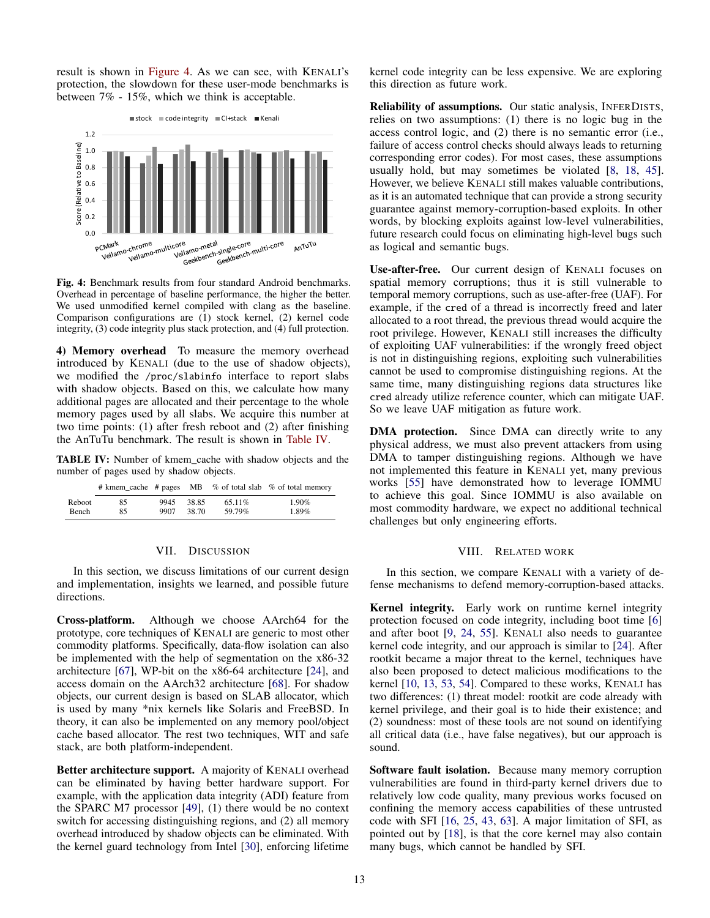result is shown in Figure 4. As we can see, with KENALI's protection, the slowdown for these user-mode benchmarks is between 7% - 15%, which we think is acceptable.

**Fig. 4:** Benchmark results from four standard Android benchmarks. Overhead in percentage of baseline performance, the higher the better. We used unmodified kernel compiled with clang as the baseline. Comparison configurations are (1) stock kernel, (2) kernel code integrity, (3) code integrity plus stack protection, and (4) full protection.

**4) Memory overhead** To measure the memory overhead introduced by KENALI (due to the use of shadow objects), we modified the `/proc/slabinfo` interface to report slabs with shadow objects. Based on this, we calculate how many additional pages are allocated and their percentage to the whole memory pages used by all slabs. We acquire this number at two time points: (1) after fresh reboot and (2) after finishing the AnTuTu benchmark. The result is shown in Table IV.

**TABLE IV:** Number of kmem_cache with shadow objects and the number of pages used by shadow objects.

| | # kmem_cache | # pages | MB | % of total slab | % of total memory |
|---|---|---|---|---|---|
| Reboot | 85 | 9945 | 38.85 | 65.11% | 1.90% |
| Bench | 85 | 9907 | 38.70 | 59.79% | 1.89% |

## VII. DISCUSSION

In this section, we discuss limitations of our current design and implementation, insights we learned, and possible future directions.

**Cross-platform.** Although we choose AArch64 for the prototype, core techniques of KENALI are generic to most other commodity platforms. Specifically, data-flow isolation can also be implemented with the help of segmentation on the x86-32 architecture [67], WP-bit on the x86-64 architecture [24], and access domain on the AArch32 architecture [68]. For shadow objects, our current design is based on SLAB allocator, which is used by many *nix kernels like Solaris and FreeBSD. In theory, it can also be implemented on any memory pool/object cache based allocator. The rest two techniques, WIT and safe stack, are both platform-independent.

**Better architecture support.** A majority of KENALI overhead can be eliminated by having better hardware support. For example, with the application data integrity (ADI) feature from the SPARC M7 processor [49], (1) there would be no context switch for accessing distinguishing regions, and (2) all memory overhead introduced by shadow objects can be eliminated. With the kernel guard technology from Intel [30], enforcing lifetime kernel code integrity can be less expensive. We are exploring this direction as future work.

**Reliability of assumptions.** Our static analysis, INFERDISTS, relies on two assumptions: (1) there is no logic bug in the access control logic, and (2) there is no semantic error (i.e., failure of access control checks should always leads to returning corresponding error codes). For most cases, these assumptions usually hold, but may sometimes be violated [8, 18, 45]. However, we believe KENALI still makes valuable contributions, as it is an automated technique that can provide a strong security guarantee against memory-corruption-based exploits. In other words, by blocking exploits against low-level vulnerabilities, future research could focus on eliminating high-level bugs such as logical and semantic bugs.

**Use-after-free.** Our current design of KENALI focuses on spatial memory corruptions; thus it is still vulnerable to temporal memory corruptions, such as use-after-free (UAF). For example, if the `cred` of a thread is incorrectly freed and later allocated to a root thread, the previous thread would acquire the root privilege. However, KENALI still increases the difficulty of exploiting UAF vulnerabilities: if the wrongly freed object is not in distinguishing regions, exploiting such vulnerabilities cannot be used to compromise distinguishing regions. At the same time, many distinguishing regions data structures like `cred` already utilize reference counter, which can mitigate UAF. So we leave UAF mitigation as future work.

**DMA protection.** Since DMA can directly write to any physical address, we must also prevent attackers from using DMA to tamper distinguishing regions. Although we have not implemented this feature in KENALI yet, many previous works [55] have demonstrated how to leverage IOMMU to achieve this goal. Since IOMMU is also available on most commodity hardware, we expect no additional technical challenges but only engineering efforts.

## VIII. RELATED WORK

In this section, we compare KENALI with a variety of defense mechanisms to defend memory-corruption-based attacks.

**Kernel integrity.** Early work on runtime kernel integrity protection focused on code integrity, including boot time [6] and after boot [9, 24, 55]. KENALI also needs to guarantee kernel code integrity, and our approach is similar to [24]. After rootkit became a major threat to the kernel, techniques have also been proposed to detect malicious modifications to the kernel [10, 13, 53, 54]. Compared to these works, KENALI has two differences: (1) threat model: rootkit are code already with kernel privilege, and their goal is to hide their existence; and (2) soundness: most of these tools are not sound on identifying all critical data (i.e., have false negatives), but our approach is sound.

**Software fault isolation.** Because many memory corruption vulnerabilities are found in third-party kernel drivers due to relatively low code quality, many previous works focused on confining the memory access capabilities of these untrusted code with SFI [16, 25, 43, 63]. A major limitation of SFI, as pointed out by [18], is that the core kernel may also contain many bugs, which cannot be handled by SFI.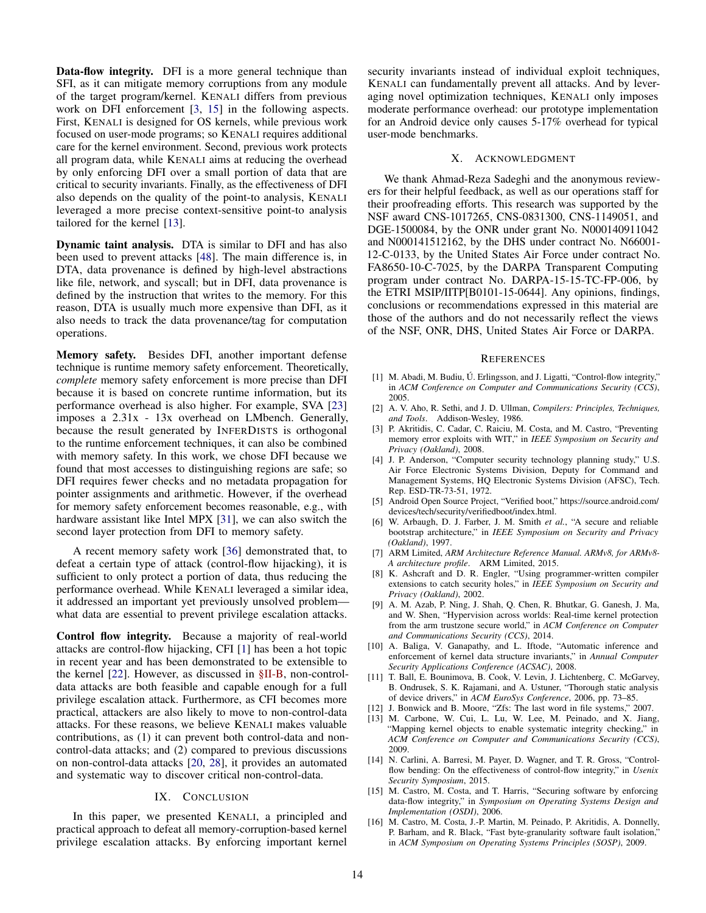**Data-flow integrity.** DFI is a more general technique than SFI, as it can mitigate memory corruptions from any module of the target program/kernel. KENALI differs from previous work on DFI enforcement [3, 15] in the following aspects. First, KENALI is designed for OS kernels, while previous work focused on user-mode programs; so KENALI requires additional care for the kernel environment. Second, previous work protects all program data, while KENALI aims at reducing the overhead by only enforcing DFI over a small portion of data that are critical to security invariants. Finally, as the effectiveness of DFI also depends on the quality of the point-to analysis, KENALI leveraged a more precise context-sensitive point-to analysis tailored for the kernel [13].

**Dynamic taint analysis.** DTA is similar to DFI and has also been used to prevent attacks [48]. The main difference is, in DTA, data provenance is defined by high-level abstractions like file, network, and syscall; but in DFI, data provenance is defined by the instruction that writes to the memory. For this reason, DTA is usually much more expensive than DFI, as it also needs to track the data provenance/tag for computation operations.

**Memory safety.** Besides DFI, another important defense technique is runtime memory safety enforcement. Theoretically, *complete* memory safety enforcement is more precise than DFI because it is based on concrete runtime information, but its performance overhead is also higher. For example, SVA [23] imposes a 2.31x - 13x overhead on LMbench. Generally, because the result generated by INFERDISTS is orthogonal to the runtime enforcement techniques, it can also be combined with memory safety. In this work, we chose DFI because we found that most accesses to distinguishing regions are safe; so DFI requires fewer checks and no metadata propagation for pointer assignments and arithmetic. However, if the overhead for memory safety enforcement becomes reasonable, e.g., with hardware assistant like Intel MPX [31], we can also switch the second layer protection from DFI to memory safety.

A recent memory safety work [36] demonstrated that, to defeat a certain type of attack (control-flow hijacking), it is sufficient to only protect a portion of data, thus reducing the performance overhead. While KENALI leveraged a similar idea, it addressed an important yet previously unsolved problem—what data are essential to prevent privilege escalation attacks.

**Control flow integrity.** Because a majority of real-world attacks are control-flow hijacking, CFI [1] has been a hot topic in recent year and has been demonstrated to be extensible to the kernel [22]. However, as discussed in §II-B, non-control-data attacks are both feasible and capable enough for a full privilege escalation attack. Furthermore, as CFI becomes more practical, attackers are also likely to move to non-control-data attacks. For these reasons, we believe KENALI makes valuable contributions, as (1) it can prevent both control-data and non-control-data attacks; and (2) compared to previous discussions on non-control-data attacks [20, 28], it provides an automated and systematic way to discover critical non-control-data.

## IX. CONCLUSION

In this paper, we presented KENALI, a principled and practical approach to defeat all memory-corruption-based kernel privilege escalation attacks. By enforcing important kernel security invariants instead of individual exploit techniques, KENALI can fundamentally prevent all attacks. And by leveraging novel optimization techniques, KENALI only imposes moderate performance overhead: our prototype implementation for an Android device only causes 5-17% overhead for typical user-mode benchmarks.

## X. ACKNOWLEDGMENT

We thank Ahmad-Reza Sadeghi and the anonymous reviewers for their helpful feedback, as well as our operations staff for their proofreading efforts. This research was supported by the NSF award CNS-1017265, CNS-0831300, CNS-1149051, and DGE-1500084, by the ONR under grant No. N000140911042 and N000141512162, by the DHS under contract No. N66001-12-C-0133, by the United States Air Force under contract No. FA8650-10-C-7025, by the DARPA Transparent Computing program under contract No. DARPA-15-15-TC-FP-006, by the ETRI MSIP/IITP[B0101-15-0644]. Any opinions, findings, conclusions or recommendations expressed in this material are those of the authors and do not necessarily reflect the views of the NSF, ONR, DHS, United States Air Force or DARPA.

## REFERENCES

[1] M. Abadi, M. Budiu, Ú. Erlingsson, and J. Ligatti, "Control-flow integrity," in *ACM Conference on Computer and Communications Security (CCS)*, 2005.

[2] A. V. Aho, R. Sethi, and J. D. Ullman, *Compilers: Principles, Techniques, and Tools*. Addison-Wesley, 1986.

[3] P. Akritidis, C. Cadar, C. Raiciu, M. Costa, and M. Castro, "Preventing memory error exploits with WIT," in *IEEE Symposium on Security and Privacy (Oakland)*, 2008.

[4] J. P. Anderson, "Computer security technology planning study," U.S. Air Force Electronic Systems Division, Deputy for Command and Management Systems, HQ Electronic Systems Division (AFSC), Tech. Rep. ESD-TR-73-51, 1972.

[5] Android Open Source Project, "Verified boot," https://source.android.com/devices/tech/security/verifiedboot/index.html.

[6] W. Arbaugh, D. J. Farber, J. M. Smith *et al.*, "A secure and reliable bootstrap architecture," in *IEEE Symposium on Security and Privacy (Oakland)*, 1997.

[7] ARM Limited, *ARM Architecture Reference Manual. ARMv8, for ARMv8-A architecture profile*. ARM Limited, 2015.

[8] K. Ashcraft and D. R. Engler, "Using programmer-written compiler extensions to catch security holes," in *IEEE Symposium on Security and Privacy (Oakland)*, 2002.

[9] A. M. Azab, P. Ning, J. Shah, Q. Chen, R. Bhutkar, G. Ganesh, J. Ma, and W. Shen, "Hypervision across worlds: Real-time kernel protection from the arm trustzone secure world," in *ACM Conference on Computer and Communications Security (CCS)*, 2014.

[10] A. Baliga, V. Ganapathy, and L. Iftode, "Automatic inference and enforcement of kernel data structure invariants," in *Annual Computer Security Applications Conference (ACSAC)*, 2008.

[11] T. Ball, E. Bounimova, B. Cook, V. Levin, J. Lichtenberg, C. McGarvey, B. Ondrusek, S. K. Rajamani, and A. Ustuner, "Thorough static analysis of device drivers," in *ACM EuroSys Conference*, 2006, pp. 73–85.

[12] J. Bonwick and B. Moore, "Zfs: The last word in file systems," 2007.

[13] M. Carbone, W. Cui, L. Lu, W. Lee, M. Peinado, and X. Jiang, "Mapping kernel objects to enable systematic integrity checking," in *ACM Conference on Computer and Communications Security (CCS)*, 2009.

[14] N. Carlini, A. Barresi, M. Payer, D. Wagner, and T. R. Gross, "Control-flow bending: On the effectiveness of control-flow integrity," in *Usenix Security Symposium*, 2015.

[15] M. Castro, M. Costa, and T. Harris, "Securing software by enforcing data-flow integrity," in *Symposium on Operating Systems Design and Implementation (OSDI)*, 2006.

[16] M. Castro, M. Costa, J.-P. Martin, M. Peinado, P. Akritidis, A. Donnelly, P. Barham, and R. Black, "Fast byte-granularity software fault isolation," in *ACM Symposium on Operating Systems Principles (SOSP)*, 2009.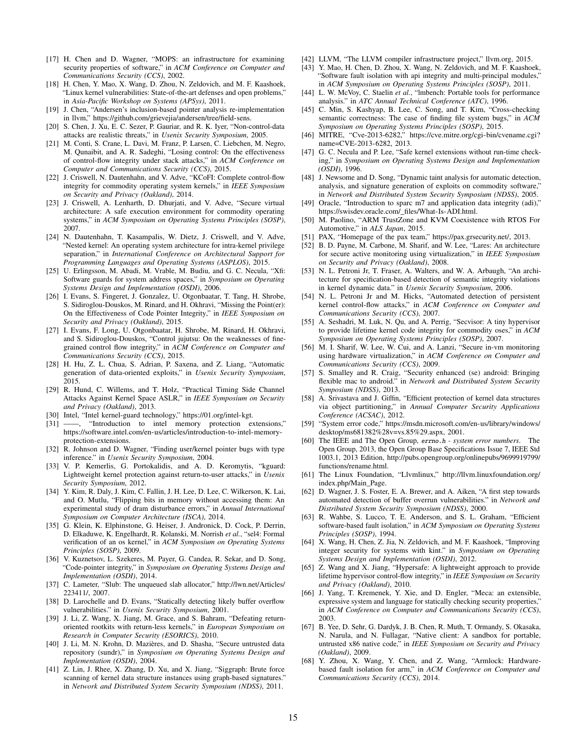[17] H. Chen and D. Wagner, "MOPS: an infrastructure for examining security properties of software," in *ACM Conference on Computer and Communications Security (CCS)*, 2002.

[18] H. Chen, Y. Mao, X. Wang, D. Zhou, N. Zeldovich, and M. F. Kaashoek, "Linux kernel vulnerabilities: State-of-the-art defenses and open problems," in *Asia-Pacific Workshop on Systems (APSys)*, 2011.

[19] J. Chen, "Andersen's inclusion-based pointer analysis re-implementation in llvm," https://github.com/grievejia/andersen/tree/field-sens.

[20] S. Chen, J. Xu, E. C. Sezer, P. Gauriar, and R. K. Iyer, "Non-control-data attacks are realistic threats," in *Usenix Security Symposium*, 2005.

[21] M. Conti, S. Crane, L. Davi, M. Franz, P. Larsen, C. Liebchen, M. Negro, M. Qunaibit, and A. R. Sadeghi, "Losing control: On the effectiveness of control-flow integrity under stack attacks," in *ACM Conference on Computer and Communications Security (CCS)*, 2015.

[22] J. Criswell, N. Dautenhahn, and V. Adve, "KCoFI: Complete control-flow integrity for commodity operating system kernels," in *IEEE Symposium on Security and Privacy (Oakland)*, 2014.

[23] J. Criswell, A. Lenharth, D. Dhurjati, and V. Adve, "Secure virtual architecture: A safe execution environment for commodity operating systems," in *ACM Symposium on Operating Systems Principles (SOSP)*, 2007.

[24] N. Dautenhahn, T. Kasampalis, W. Dietz, J. Criswell, and V. Adve, "Nested kernel: An operating system architecture for intra-kernel privilege separation," in *International Conference on Architectural Support for Programming Languages and Operating Systems (ASPLOS)*, 2015.

[25] U. Erlingsson, M. Abadi, M. Vrable, M. Budiu, and G. C. Necula, "Xfi: Software guards for system address spaces," in *Symposium on Operating Systems Design and Implementation (OSDI)*, 2006.

[26] I. Evans, S. Fingeret, J. Gonzalez, U. Otgonbaatar, T. Tang, H. Shrobe, S. Sidiroglou-Douskos, M. Rinard, and H. Okhravi, "Missing the Point(er): On the Effectiveness of Code Pointer Integrity," in *IEEE Symposium on Security and Privacy (Oakland)*, 2015.

[27] I. Evans, F. Long, U. Otgonbaatar, H. Shrobe, M. Rinard, H. Okhravi, and S. Sidiroglou-Douskos, "Control jujutsu: On the weaknesses of fine-grained control flow integrity," in *ACM Conference on Computer and Communications Security (CCS)*, 2015.

[28] H. Hu, Z. L. Chua, S. Adrian, P. Saxena, and Z. Liang, "Automatic generation of data-oriented exploits," in *Usenix Security Symposium*, 2015.

[29] R. Hund, C. Willems, and T. Holz, "Practical Timing Side Channel Attacks Against Kernel Space ASLR," in *IEEE Symposium on Security and Privacy (Oakland)*, 2013.

[30] Intel, "Intel kernel-guard technology," https://01.org/intel-kgt.

[31] ——, "Introduction to intel memory protection extensions," https://software.intel.com/en-us/articles/introduction-to-intel-memory-protection-extensions.

[32] R. Johnson and D. Wagner, "Finding user/kernel pointer bugs with type inference." in *Usenix Security Symposium*, 2004.

[33] V. P. Kemerlis, G. Portokalidis, and A. D. Keromytis, "kguard: Lightweight kernel protection against return-to-user attacks," in *Usenix Security Symposium*, 2012.

[34] Y. Kim, R. Daly, J. Kim, C. Fallin, J. H. Lee, D. Lee, C. Wilkerson, K. Lai, and O. Mutlu, "Flipping bits in memory without accessing them: An experimental study of dram disturbance errors," in *Annual International Symposium on Computer Architecture (ISCA)*, 2014.

[35] G. Klein, K. Elphinstone, G. Heiser, J. Andronick, D. Cock, P. Derrin, D. Elkaduwe, K. Engelhardt, R. Kolanski, M. Norrish *et al.*, "sel4: Formal verification of an os kernel," in *ACM Symposium on Operating Systems Principles (SOSP)*, 2009.

[36] V. Kuznetsov, L. Szekeres, M. Payer, G. Candea, R. Sekar, and D. Song, "Code-pointer integrity," in *Symposium on Operating Systems Design and Implementation (OSDI)*, 2014.

[37] C. Lameter, "Slub: The unqueued slab allocator," http://lwn.net/Articles/223411/, 2007.

[38] D. Larochelle and D. Evans, "Statically detecting likely buffer overflow vulnerabilities." in *Usenix Security Symposium*, 2001.

[39] J. Li, Z. Wang, X. Jiang, M. Grace, and S. Bahram, "Defeating return-oriented rootkits with return-less kernels," in *European Symposium on Research in Computer Security (ESORICS)*, 2010.

[40] J. Li, M. N. Krohn, D. Mazières, and D. Shasha, "Secure untrusted data repository (sundr)," in *Symposium on Operating Systems Design and Implementation (OSDI)*, 2004.

[41] Z. Lin, J. Rhee, X. Zhang, D. Xu, and X. Jiang, "Siggraph: Brute force scanning of kernel data structure instances using graph-based signatures." in *Network and Distributed System Security Symposium (NDSS)*, 2011.

[42] LLVM, "The LLVM compiler infrastructure project," llvm.org, 2015.

[43] Y. Mao, H. Chen, D. Zhou, X. Wang, N. Zeldovich, and M. F. Kaashoek, "Software fault isolation with api integrity and multi-principal modules," in *ACM Symposium on Operating Systems Principles (SOSP)*, 2011.

[44] L. W. McVoy, C. Staelin *et al.*, "lmbench: Portable tools for performance analysis." in *ATC Annual Technical Conference (ATC)*, 1996.

[45] C. Min, S. Kashyap, B. Lee, C. Song, and T. Kim, "Cross-checking semantic correctness: The case of finding file system bugs," in *ACM Symposium on Operating Systems Principles (SOSP)*, 2015.

[46] MITRE, "Cve-2013-6282," https://cve.mitre.org/cgi-bin/cvename.cgi?name=CVE-2013-6282, 2013.

[47] G. C. Necula and P. Lee, "Safe kernel extensions without run-time checking," in *Symposium on Operating Systems Design and Implementation (OSDI)*, 1996.

[48] J. Newsome and D. Song, "Dynamic taint analysis for automatic detection, analysis, and signature generation of exploits on commodity software," in *Network and Distributed System Security Symposium (NDSS)*, 2005.

[49] Oracle, "Introduction to sparc m7 and application data integrity (adi)," https://swisdev.oracle.com/_files/What-Is-ADI.html.

[50] M. Paolino, "ARM TrustZone and KVM Coexistence with RTOS For Automotive," in *ALS Japan*, 2015.

[51] PAX, "Homepage of the pax team," https://pax.grsecurity.net/, 2013.

[52] B. D. Payne, M. Carbone, M. Sharif, and W. Lee, "Lares: An architecture for secure active monitoring using virtualization," in *IEEE Symposium on Security and Privacy (Oakland)*, 2008.

[53] N. L. Petroni Jr, T. Fraser, A. Walters, and W. A. Arbaugh, "An architecture for specification-based detection of semantic integrity violations in kernel dynamic data." in *Usenix Security Symposium*, 2006.

[54] N. L. Petroni Jr and M. Hicks, "Automated detection of persistent kernel control-flow attacks," in *ACM Conference on Computer and Communications Security (CCS)*, 2007.

[55] A. Seshadri, M. Luk, N. Qu, and A. Perrig, "Secvisor: A tiny hypervisor to provide lifetime kernel code integrity for commodity oses," in *ACM Symposium on Operating Systems Principles (SOSP)*, 2007.

[56] M. I. Sharif, W. Lee, W. Cui, and A. Lanzi, "Secure in-vm monitoring using hardware virtualization," in *ACM Conference on Computer and Communications Security (CCS)*, 2009.

[57] S. Smalley and R. Craig, "Security enhanced (se) android: Bringing flexible mac to android." in *Network and Distributed System Security Symposium (NDSS)*, 2013.

[58] A. Srivastava and J. Giffin, "Efficient protection of kernel data structures via object partitioning," in *Annual Computer Security Applications Conference (ACSAC)*, 2012.

[59] "System error code," https://msdn.microsoft.com/en-us/library/windows/desktop/ms681382%28v=vs.85%29.aspx, 2001.

[60] The IEEE and The Open Group, `errno.h` *- system error numbers*. The Open Group, 2013, the Open Group Base Specifications Issue 7, IEEE Std 1003.1, 2013 Edition, http://pubs.opengroup.org/onlinepubs/9699919799/functions/rename.html.

[61] The Linux Foundation, "Llvmlinux," http://llvm.linuxfoundation.org/index.php/Main_Page.

[62] D. Wagner, J. S. Foster, E. A. Brewer, and A. Aiken, "A first step towards automated detection of buffer overrun vulnerabilities." in *Network and Distributed System Security Symposium (NDSS)*, 2000.

[63] R. Wahbe, S. Lucco, T. E. Anderson, and S. L. Graham, "Efficient software-based fault isolation," in *ACM Symposium on Operating Systems Principles (SOSP)*, 1994.

[64] X. Wang, H. Chen, Z. Jia, N. Zeldovich, and M. F. Kaashoek, "Improving integer security for systems with kint." in *Symposium on Operating Systems Design and Implementation (OSDI)*, 2012.

[65] Z. Wang and X. Jiang, "Hypersafe: A lightweight approach to provide lifetime hypervisor control-flow integrity," in *IEEE Symposium on Security and Privacy (Oakland)*, 2010.

[66] J. Yang, T. Kremenek, Y. Xie, and D. Engler, "Meca: an extensible, expressive system and language for statically checking security properties," in *ACM Conference on Computer and Communications Security (CCS)*, 2003.

[67] B. Yee, D. Sehr, G. Dardyk, J. B. Chen, R. Muth, T. Ormandy, S. Okasaka, N. Narula, and N. Fullagar, "Native client: A sandbox for portable, untrusted x86 native code," in *IEEE Symposium on Security and Privacy (Oakland)*, 2009.

[68] Y. Zhou, X. Wang, Y. Chen, and Z. Wang, "Armlock: Hardware-based fault isolation for arm," in *ACM Conference on Computer and Communications Security (CCS)*, 2014.